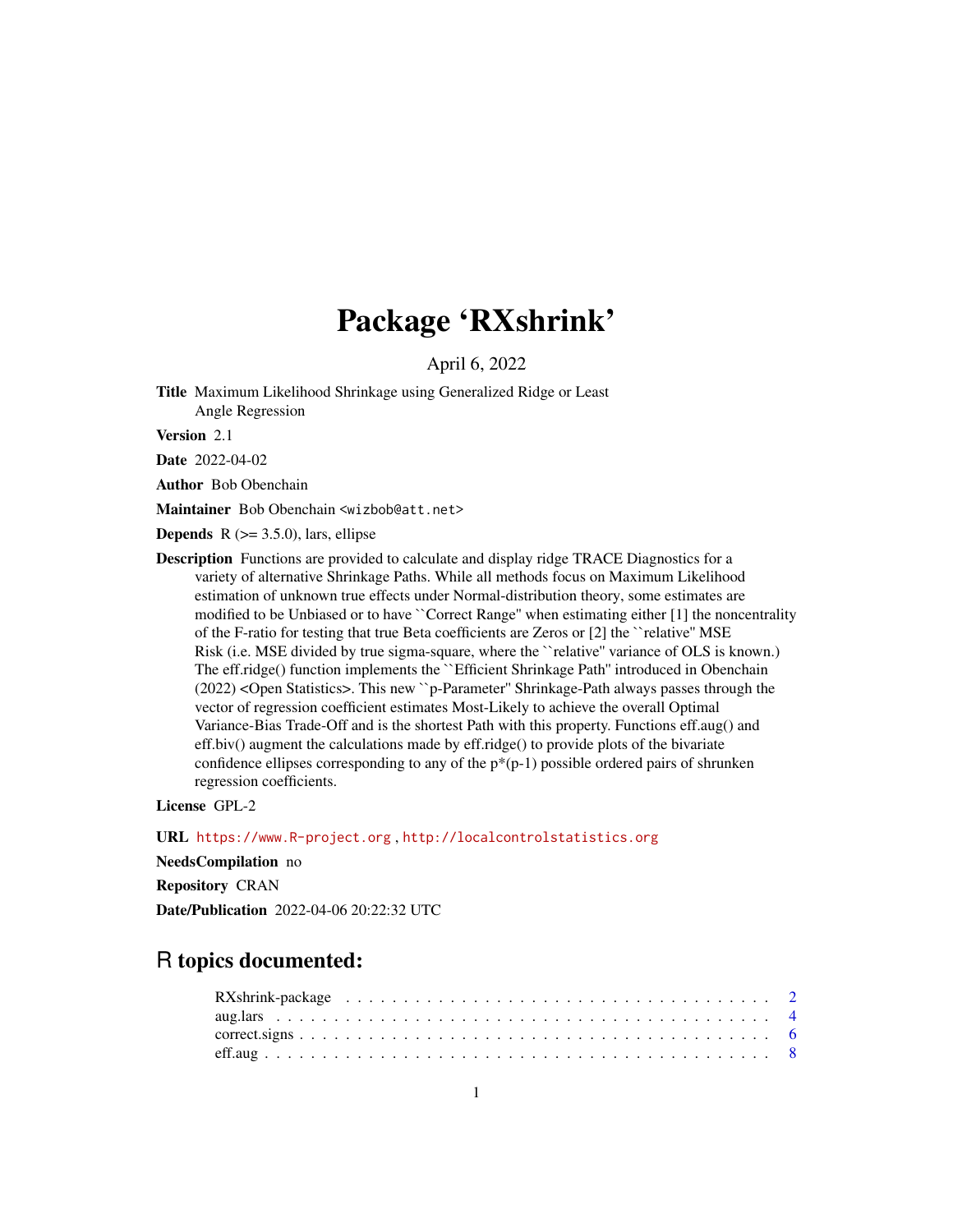# Package 'RXshrink'

April 6, 2022

**Title** Maximum Likelihood Shrinkage using Generalized Ridge or Least Angle Regression

**Version** 2.1

**Date** 2022-04-02

**Author** Bob Obenchain

**Maintainer** Bob Obenchain <wizbob@att.net>

**Depends** R (>= 3.5.0), lars, ellipse

**Description** Functions are provided to calculate and display ridge TRACE Diagnostics for a variety of alternative Shrinkage Paths. While all methods focus on Maximum Likelihood estimation of unknown true effects under Normal-distribution theory, some estimates are modified to be Unbiased or to have ``Correct Range'' when estimating either [1] the noncentrality of the F-ratio for testing that true Beta coefficients are Zeros or [2] the ``relative'' MSE Risk (i.e. MSE divided by true sigma-square, where the ``relative'' variance of OLS is known.) The eff.ridge() function implements the ``Efficient Shrinkage Path'' introduced in Obenchain (2022) <Open Statistics>. This new ``p-Parameter'' Shrinkage-Path always passes through the vector of regression coefficient estimates Most-Likely to achieve the overall Optimal Variance-Bias Trade-Off and is the shortest Path with this property. Functions eff.aug() and eff.biv() augment the calculations made by eff.ridge() to provide plots of the bivariate confidence ellipses corresponding to any of the p*(p-1) possible ordered pairs of shrunken regression coefficients.

**License** GPL-2

**URL** https://www.R-project.org , http://localcontrolstatistics.org

**NeedsCompilation** no

**Repository** CRAN

**Date/Publication** 2022-04-06 20:22:32 UTC

## R topics documented:

- RXshrink-package . . . . . . . . . . . . . . . . . . . . . . . . . . . . . . . . . . . . . 2
- aug.lars . . . . . . . . . . . . . . . . . . . . . . . . . . . . . . . . . . . . . . . . . . . 4
- correct.signs . . . . . . . . . . . . . . . . . . . . . . . . . . . . . . . . . . . . . . . . 6
- eff.aug . . . . . . . . . . . . . . . . . . . . . . . . . . . . . . . . . . . . . . . . . . . 8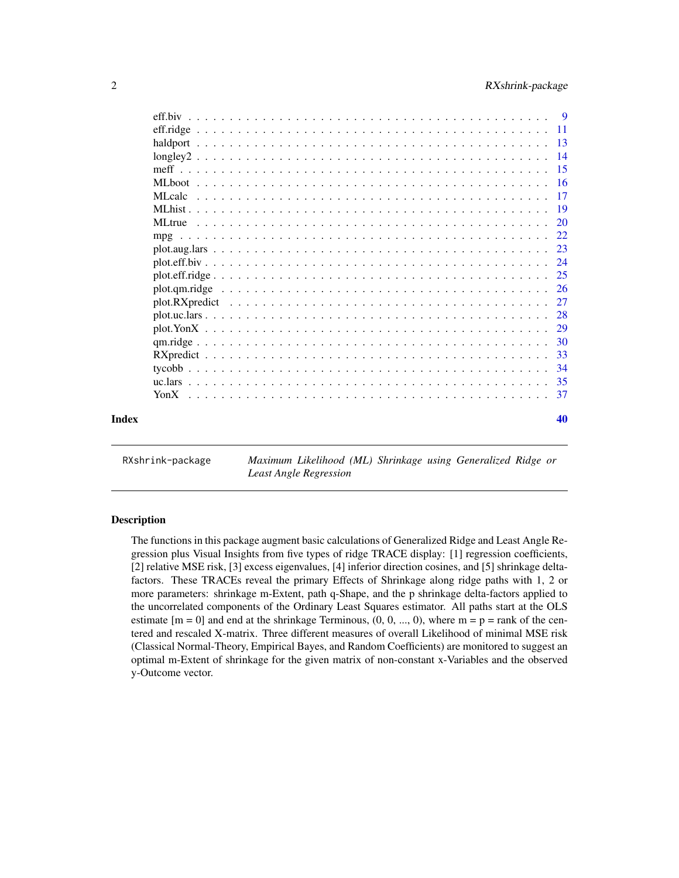| | |
|---|---|
| eff.biv | 9 |
| eff.ridge | 11 |
| haldport | 13 |
| longley2 | 14 |
| meff | 15 |
| MLboot | 16 |
| MLcalc | 17 |
| MLhist | 19 |
| MLtrue | 20 |
| mpg | 22 |
| plot.aug.lars | 23 |
| plot.eff.biv | 24 |
| plot.eff.ridge | 25 |
| plot.qm.ridge | 26 |
| plot.RXpredict | 27 |
| plot.uc.lars | 28 |
| plot.YonX | 29 |
| qm.ridge | 30 |
| RXpredict | 33 |
| tycobb | 34 |
| uc.lars | 35 |
| YonX | 37 |

**Index** 40

---

`RXshrink-package` *Maximum Likelihood (ML) Shrinkage using Generalized Ridge or Least Angle Regression*

---

## Description

The functions in this package augment basic calculations of Generalized Ridge and Least Angle Regression plus Visual Insights from five types of ridge TRACE display: [1] regression coefficients, [2] relative MSE risk, [3] excess eigenvalues, [4] inferior direction cosines, and [5] shrinkage delta-factors. These TRACEs reveal the primary Effects of Shrinkage along ridge paths with 1, 2 or more parameters: shrinkage m-Extent, path q-Shape, and the p shrinkage delta-factors applied to the uncorrelated components of the Ordinary Least Squares estimator. All paths start at the OLS estimate [m = 0] and end at the shrinkage Terminous, (0, 0, ..., 0), where m = p = rank of the centered and rescaled X-matrix. Three different measures of overall Likelihood of minimal MSE risk (Classical Normal-Theory, Empirical Bayes, and Random Coefficients) are monitored to suggest an optimal m-Extent of shrinkage for the given matrix of non-constant x-Variables and the observed y-Outcome vector.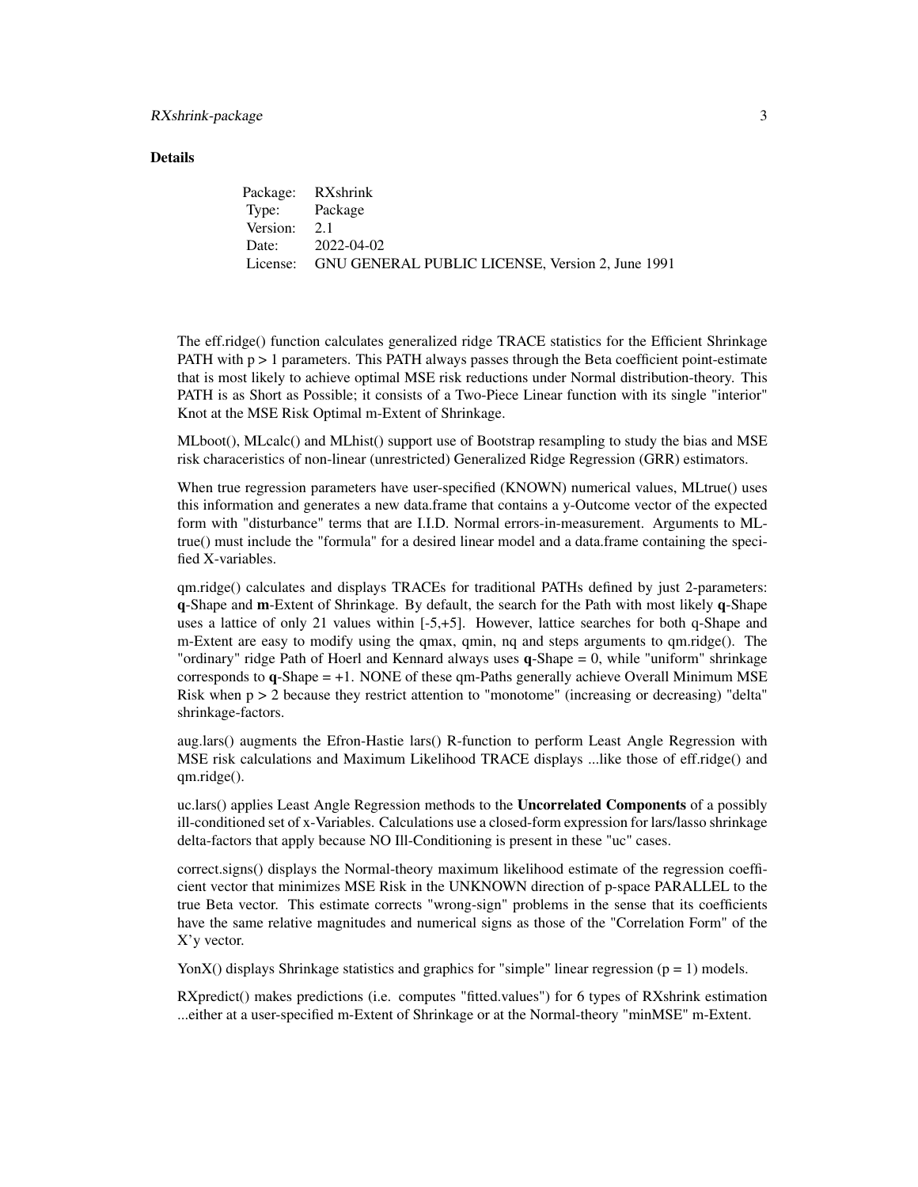### Details

| | |
|---|---|
| Package: | RXshrink |
| Type: | Package |
| Version: | 2.1 |
| Date: | 2022-04-02 |
| License: | GNU GENERAL PUBLIC LICENSE, Version 2, June 1991 |

The eff.ridge() function calculates generalized ridge TRACE statistics for the Efficient Shrinkage PATH with $p > 1$ parameters. This PATH always passes through the Beta coefficient point-estimate that is most likely to achieve optimal MSE risk reductions under Normal distribution-theory. This PATH is as Short as Possible; it consists of a Two-Piece Linear function with its single "interior" Knot at the MSE Risk Optimal m-Extent of Shrinkage.

MLboot(), MLcalc() and MLhist() support use of Bootstrap resampling to study the bias and MSE risk characeristics of non-linear (unrestricted) Generalized Ridge Regression (GRR) estimators.

When true regression parameters have user-specified (KNOWN) numerical values, MLtrue() uses this information and generates a new data.frame that contains a y-Outcome vector of the expected form with "disturbance" terms that are I.I.D. Normal errors-in-measurement. Arguments to MLtrue() must include the "formula" for a desired linear model and a data.frame containing the specified X-variables.

qm.ridge() calculates and displays TRACEs for traditional PATHs defined by just 2-parameters: **q**-Shape and **m**-Extent of Shrinkage. By default, the search for the Path with most likely **q**-Shape uses a lattice of only 21 values within [-5,+5]. However, lattice searches for both q-Shape and m-Extent are easy to modify using the qmax, qmin, nq and steps arguments to qm.ridge(). The "ordinary" ridge Path of Hoerl and Kennard always uses **q**-Shape = 0, while "uniform" shrinkage corresponds to **q**-Shape = +1. NONE of these qm-Paths generally achieve Overall Minimum MSE Risk when $p > 2$ because they restrict attention to "monotome" (increasing or decreasing) "delta" shrinkage-factors.

aug.lars() augments the Efron-Hastie lars() R-function to perform Least Angle Regression with MSE risk calculations and Maximum Likelihood TRACE displays ...like those of eff.ridge() and qm.ridge().

uc.lars() applies Least Angle Regression methods to the **Uncorrelated Components** of a possibly ill-conditioned set of x-Variables. Calculations use a closed-form expression for lars/lasso shrinkage delta-factors that apply because NO Ill-Conditioning is present in these "uc" cases.

correct.signs() displays the Normal-theory maximum likelihood estimate of the regression coefficient vector that minimizes MSE Risk in the UNKNOWN direction of p-space PARALLEL to the true Beta vector. This estimate corrects "wrong-sign" problems in the sense that its coefficients have the same relative magnitudes and numerical signs as those of the "Correlation Form" of the X'y vector.

YonX() displays Shrinkage statistics and graphics for "simple" linear regression ($p = 1$) models.

RXpredict() makes predictions (i.e. computes "fitted.values") for 6 types of RXshrink estimation ...either at a user-specified m-Extent of Shrinkage or at the Normal-theory "minMSE" m-Extent.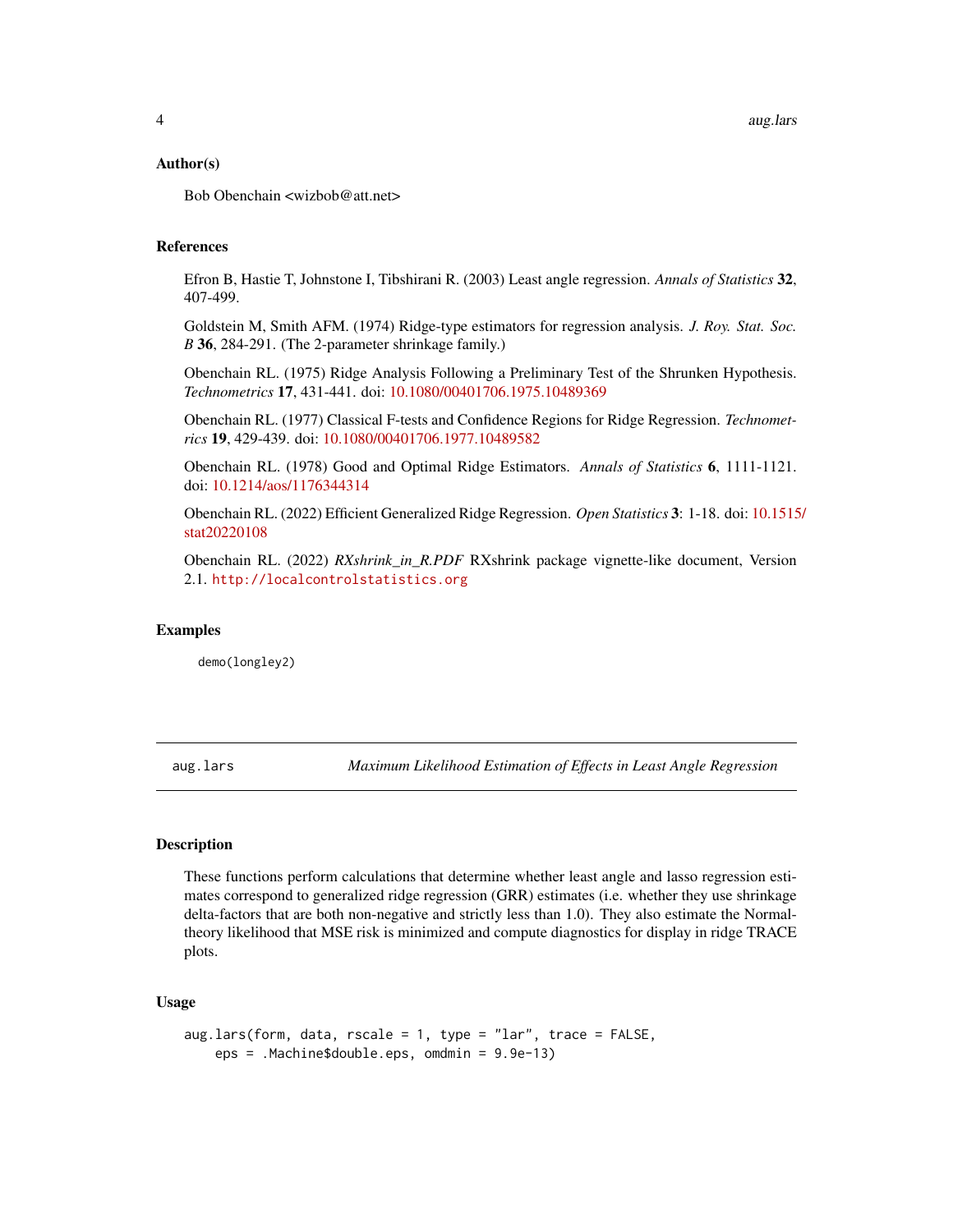### Author(s)

Bob Obenchain <wizbob@att.net>

### References

Efron B, Hastie T, Johnstone I, Tibshirani R. (2003) Least angle regression. *Annals of Statistics* **32**, 407-499.

Goldstein M, Smith AFM. (1974) Ridge-type estimators for regression analysis. *J. Roy. Stat. Soc. B* **36**, 284-291. (The 2-parameter shrinkage family.)

Obenchain RL. (1975) Ridge Analysis Following a Preliminary Test of the Shrunken Hypothesis. *Technometrics* **17**, 431-441. doi: 10.1080/00401706.1975.10489369

Obenchain RL. (1977) Classical F-tests and Confidence Regions for Ridge Regression. *Technometrics* **19**, 429-439. doi: 10.1080/00401706.1977.10489582

Obenchain RL. (1978) Good and Optimal Ridge Estimators. *Annals of Statistics* **6**, 1111-1121. doi: 10.1214/aos/1176344314

Obenchain RL. (2022) Efficient Generalized Ridge Regression. *Open Statistics* **3**: 1-18. doi: 10.1515/stat20220108

Obenchain RL. (2022) *RXshrink_in_R.PDF* RXshrink package vignette-like document, Version 2.1. `http://localcontrolstatistics.org`

### Examples

```
demo(longley2)
```

---

## aug.lars — *Maximum Likelihood Estimation of Effects in Least Angle Regression*

### Description

These functions perform calculations that determine whether least angle and lasso regression estimates correspond to generalized ridge regression (GRR) estimates (i.e. whether they use shrinkage delta-factors that are both non-negative and strictly less than 1.0). They also estimate the Normal-theory likelihood that MSE risk is minimized and compute diagnostics for display in ridge TRACE plots.

### Usage

```
aug.lars(form, data, rscale = 1, type = "lar", trace = FALSE,
    eps = .Machine$double.eps, omdmin = 9.9e-13)
```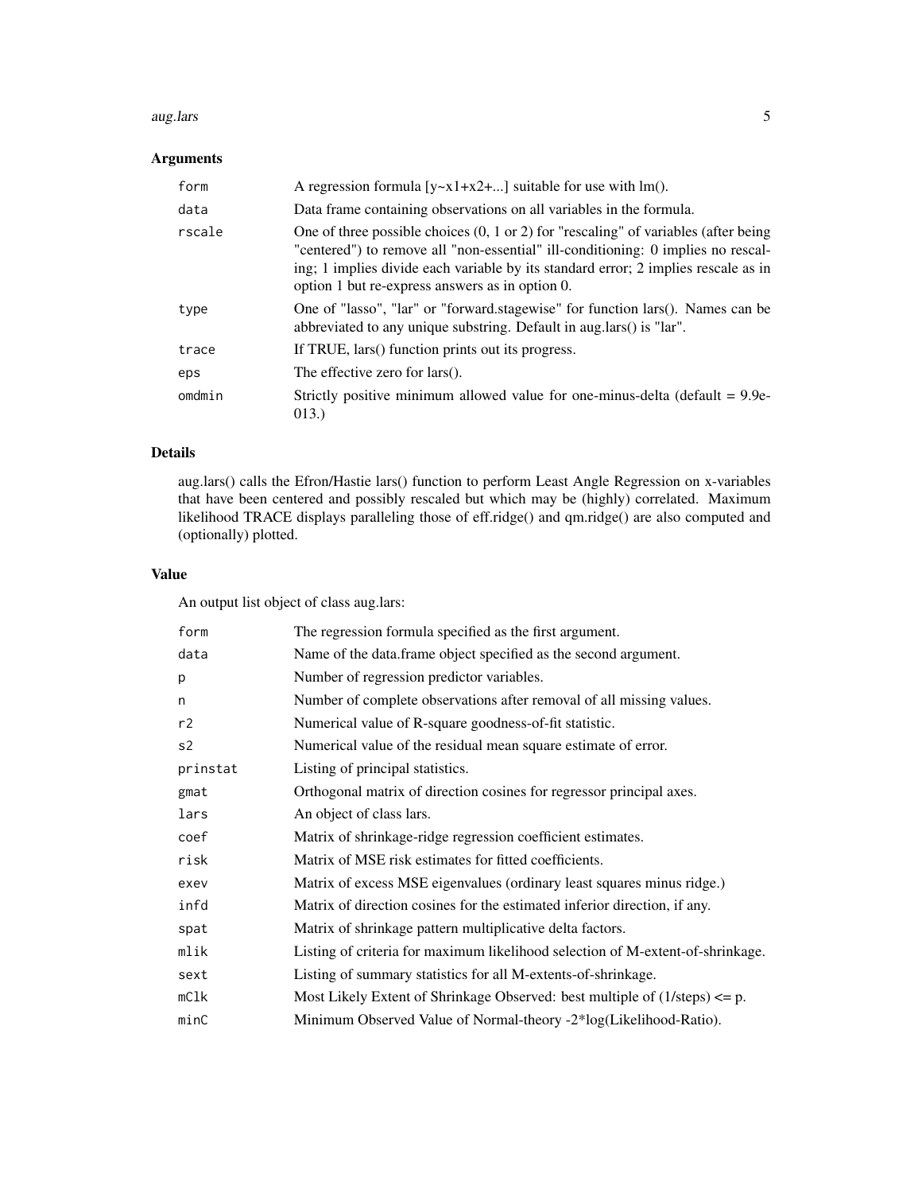## Arguments

| | |
|---|---|
| form | A regression formula [y~x1+x2+...] suitable for use with lm(). |
| data | Data frame containing observations on all variables in the formula. |
| rscale | One of three possible choices (0, 1 or 2) for "rescaling" of variables (after being "centered") to remove all "non-essential" ill-conditioning: 0 implies no rescaling; 1 implies divide each variable by its standard error; 2 implies rescale as in option 1 but re-express answers as in option 0. |
| type | One of "lasso", "lar" or "forward.stagewise" for function lars(). Names can be abbreviated to any unique substring. Default in aug.lars() is "lar". |
| trace | If TRUE, lars() function prints out its progress. |
| eps | The effective zero for lars(). |
| omdmin | Strictly positive minimum allowed value for one-minus-delta (default = 9.9e-013.) |

## Details

aug.lars() calls the Efron/Hastie lars() function to perform Least Angle Regression on x-variables that have been centered and possibly rescaled but which may be (highly) correlated. Maximum likelihood TRACE displays paralleling those of eff.ridge() and qm.ridge() are also computed and (optionally) plotted.

## Value

An output list object of class aug.lars:

| | |
|---|---|
| form | The regression formula specified as the first argument. |
| data | Name of the data.frame object specified as the second argument. |
| p | Number of regression predictor variables. |
| n | Number of complete observations after removal of all missing values. |
| r2 | Numerical value of R-square goodness-of-fit statistic. |
| s2 | Numerical value of the residual mean square estimate of error. |
| prinstat | Listing of principal statistics. |
| gmat | Orthogonal matrix of direction cosines for regressor principal axes. |
| lars | An object of class lars. |
| coef | Matrix of shrinkage-ridge regression coefficient estimates. |
| risk | Matrix of MSE risk estimates for fitted coefficients. |
| exev | Matrix of excess MSE eigenvalues (ordinary least squares minus ridge.) |
| infd | Matrix of direction cosines for the estimated inferior direction, if any. |
| spat | Matrix of shrinkage pattern multiplicative delta factors. |
| mlik | Listing of criteria for maximum likelihood selection of M-extent-of-shrinkage. |
| sext | Listing of summary statistics for all M-extents-of-shrinkage. |
| mClk | Most Likely Extent of Shrinkage Observed: best multiple of (1/steps) <= p. |
| minC | Minimum Observed Value of Normal-theory -2*log(Likelihood-Ratio). |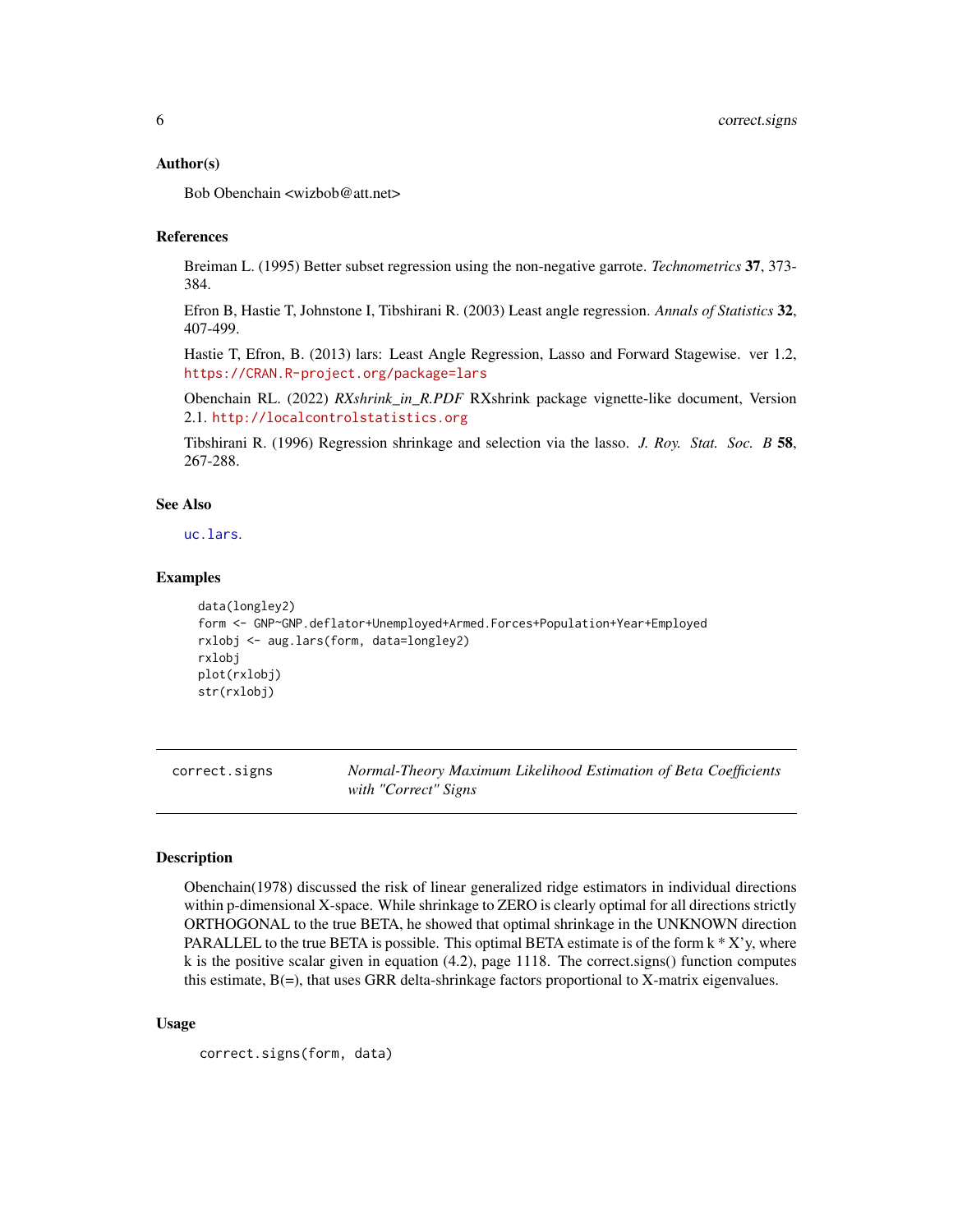### Author(s)

Bob Obenchain <wizbob@att.net>

### References

Breiman L. (1995) Better subset regression using the non-negative garrote. *Technometrics* **37**, 373-384.

Efron B, Hastie T, Johnstone I, Tibshirani R. (2003) Least angle regression. *Annals of Statistics* **32**, 407-499.

Hastie T, Efron, B. (2013) lars: Least Angle Regression, Lasso and Forward Stagewise. ver 1.2, https://CRAN.R-project.org/package=lars

Obenchain RL. (2022) *RXshrink_in_R.PDF* RXshrink package vignette-like document, Version 2.1. http://localcontrolstatistics.org

Tibshirani R. (1996) Regression shrinkage and selection via the lasso. *J. Roy. Stat. Soc. B* **58**, 267-288.

### See Also

uc.lars.

### Examples

```
data(longley2)
form <- GNP~GNP.deflator+Unemployed+Armed.Forces+Population+Year+Employed
rxlobj <- aug.lars(form, data=longley2)
rxlobj
plot(rxlobj)
str(rxlobj)
```

---

## correct.signs — *Normal-Theory Maximum Likelihood Estimation of Beta Coefficients with "Correct" Signs*

### Description

Obenchain(1978) discussed the risk of linear generalized ridge estimators in individual directions within p-dimensional X-space. While shrinkage to ZERO is clearly optimal for all directions strictly ORTHOGONAL to the true BETA, he showed that optimal shrinkage in the UNKNOWN direction PARALLEL to the true BETA is possible. This optimal BETA estimate is of the form k * X'y, where k is the positive scalar given in equation (4.2), page 1118. The correct.signs() function computes this estimate, B(=), that uses GRR delta-shrinkage factors proportional to X-matrix eigenvalues.

### Usage

```
correct.signs(form, data)
```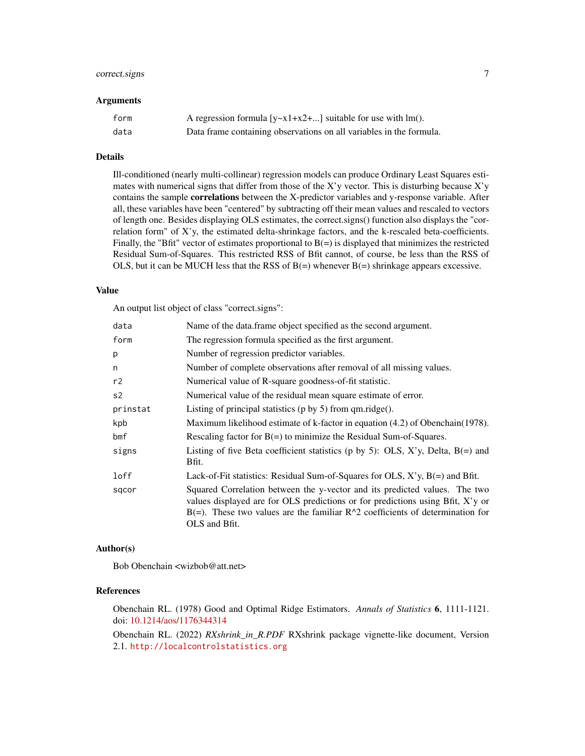### Arguments

| | |
|---|---|
| form | A regression formula [y~x1+x2+...] suitable for use with lm(). |
| data | Data frame containing observations on all variables in the formula. |

### Details

Ill-conditioned (nearly multi-collinear) regression models can produce Ordinary Least Squares estimates with numerical signs that differ from those of the X'y vector. This is disturbing because X'y contains the sample **correlations** between the X-predictor variables and y-response variable. After all, these variables have been "centered" by subtracting off their mean values and rescaled to vectors of length one. Besides displaying OLS estimates, the correct.signs() function also displays the "correlation form" of X'y, the estimated delta-shrinkage factors, and the k-rescaled beta-coefficients. Finally, the "Bfit" vector of estimates proportional to B(=) is displayed that minimizes the restricted Residual Sum-of-Squares. This restricted RSS of Bfit cannot, of course, be less than the RSS of OLS, but it can be MUCH less that the RSS of B(=) whenever B(=) shrinkage appears excessive.

### Value

An output list object of class "correct.signs":

| | |
|---|---|
| data | Name of the data.frame object specified as the second argument. |
| form | The regression formula specified as the first argument. |
| p | Number of regression predictor variables. |
| n | Number of complete observations after removal of all missing values. |
| r2 | Numerical value of R-square goodness-of-fit statistic. |
| s2 | Numerical value of the residual mean square estimate of error. |
| prinstat | Listing of principal statistics (p by 5) from qm.ridge(). |
| kpb | Maximum likelihood estimate of k-factor in equation (4.2) of Obenchain(1978). |
| bmf | Rescaling factor for B(=) to minimize the Residual Sum-of-Squares. |
| signs | Listing of five Beta coefficient statistics (p by 5): OLS, X'y, Delta, B(=) and Bfit. |
| loff | Lack-of-Fit statistics: Residual Sum-of-Squares for OLS, X'y, B(=) and Bfit. |
| sqcor | Squared Correlation between the y-vector and its predicted values. The two values displayed are for OLS predictions or for predictions using Bfit, X'y or B(=). These two values are the familiar R^2 coefficients of determination for OLS and Bfit. |

### Author(s)

Bob Obenchain <wizbob@att.net>

### References

Obenchain RL. (1978) Good and Optimal Ridge Estimators. *Annals of Statistics* **6**, 1111-1121. doi: 10.1214/aos/1176344314

Obenchain RL. (2022) *RXshrink_in_R.PDF* RXshrink package vignette-like document, Version 2.1. http://localcontrolstatistics.org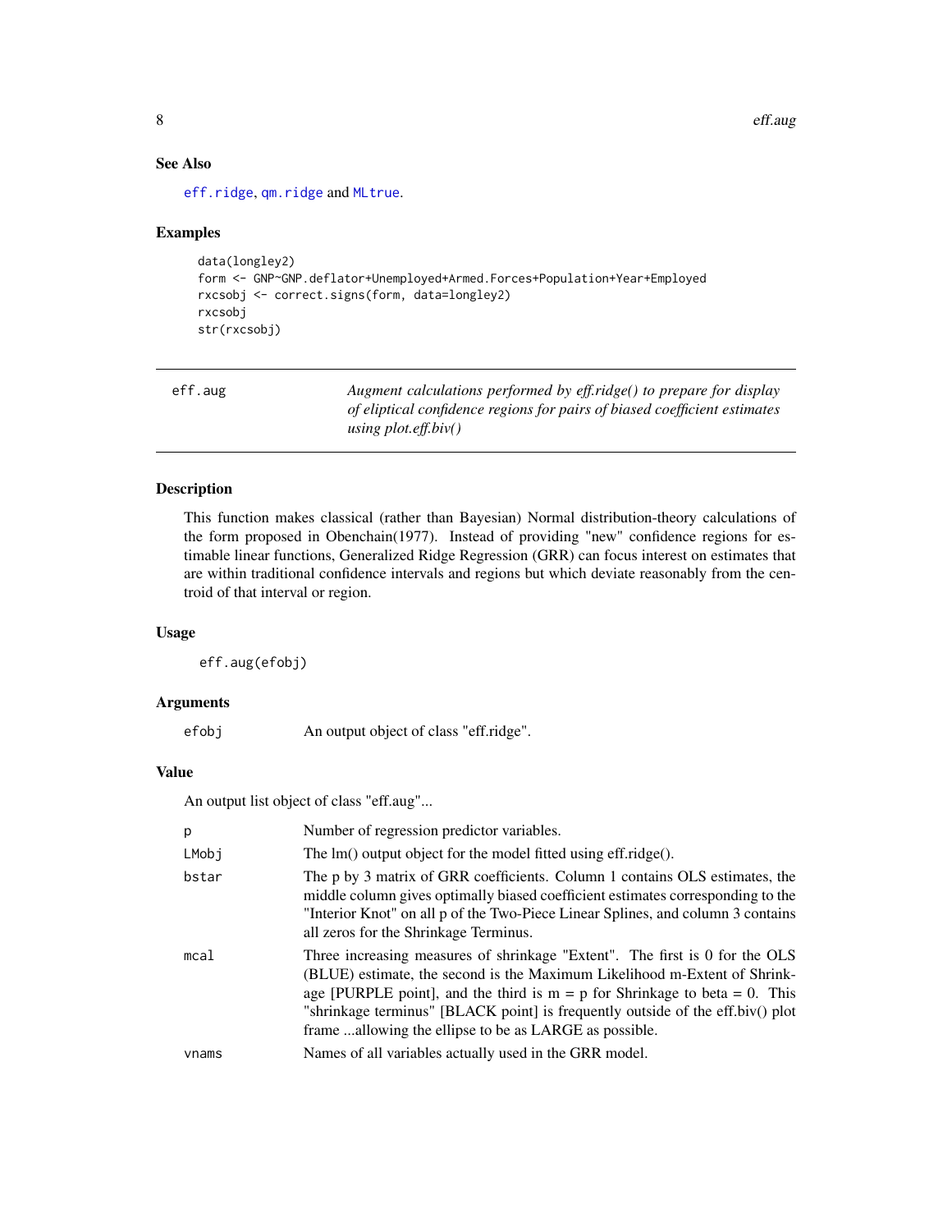## See Also

eff.ridge, qm.ridge and MLtrue.

## Examples

```
data(longley2)
form <- GNP~GNP.deflator+Unemployed+Armed.Forces+Population+Year+Employed
rxcsobj <- correct.signs(form, data=longley2)
rxcsobj
str(rxcsobj)
```

---

# eff.aug — *Augment calculations performed by eff.ridge() to prepare for display of eliptical confidence regions for pairs of biased coefficient estimates using plot.eff.biv()*

---

## Description

This function makes classical (rather than Bayesian) Normal distribution-theory calculations of the form proposed in Obenchain(1977). Instead of providing "new" confidence regions for estimable linear functions, Generalized Ridge Regression (GRR) can focus interest on estimates that are within traditional confidence intervals and regions but which deviate reasonably from the centroid of that interval or region.

## Usage

```
eff.aug(efobj)
```

## Arguments

| | |
|---|---|
| efobj | An output object of class "eff.ridge". |

## Value

An output list object of class "eff.aug"...

| | |
|---|---|
| p | Number of regression predictor variables. |
| LMobj | The lm() output object for the model fitted using eff.ridge(). |
| bstar | The p by 3 matrix of GRR coefficients. Column 1 contains OLS estimates, the middle column gives optimally biased coefficient estimates corresponding to the "Interior Knot" on all p of the Two-Piece Linear Splines, and column 3 contains all zeros for the Shrinkage Terminus. |
| mcal | Three increasing measures of shrinkage "Extent". The first is 0 for the OLS (BLUE) estimate, the second is the Maximum Likelihood m-Extent of Shrinkage [PURPLE point], and the third is m = p for Shrinkage to beta = 0. This "shrinkage terminus" [BLACK point] is frequently outside of the eff.biv() plot frame ...allowing the ellipse to be as LARGE as possible. |
| vnams | Names of all variables actually used in the GRR model. |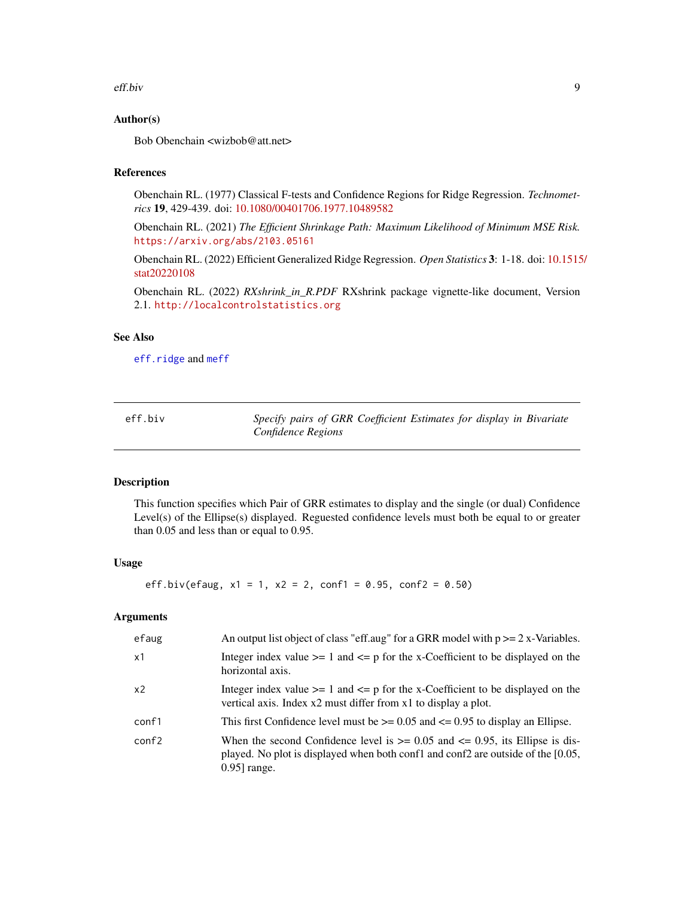### Author(s)

Bob Obenchain <wizbob@att.net>

### References

Obenchain RL. (1977) Classical F-tests and Confidence Regions for Ridge Regression. *Technometrics* **19**, 429-439. doi: 10.1080/00401706.1977.10489582

Obenchain RL. (2021) *The Efficient Shrinkage Path: Maximum Likelihood of Minimum MSE Risk.* https://arxiv.org/abs/2103.05161

Obenchain RL. (2022) Efficient Generalized Ridge Regression. *Open Statistics* **3**: 1-18. doi: 10.1515/stat20220108

Obenchain RL. (2022) *RXshrink_in_R.PDF* RXshrink package vignette-like document, Version 2.1. http://localcontrolstatistics.org

### See Also

eff.ridge and meff

---

## eff.biv — *Specify pairs of GRR Coefficient Estimates for display in Bivariate Confidence Regions*

### Description

This function specifies which Pair of GRR estimates to display and the single (or dual) Confidence Level(s) of the Ellipse(s) displayed. Reguested confidence levels must both be equal to or greater than 0.05 and less than or equal to 0.95.

### Usage

```
eff.biv(efaug, x1 = 1, x2 = 2, conf1 = 0.95, conf2 = 0.50)
```

### Arguments

| | |
|---|---|
| efaug | An output list object of class "eff.aug" for a GRR model with p >= 2 x-Variables. |
| x1 | Integer index value >= 1 and <= p for the x-Coefficient to be displayed on the horizontal axis. |
| x2 | Integer index value >= 1 and <= p for the x-Coefficient to be displayed on the vertical axis. Index x2 must differ from x1 to display a plot. |
| conf1 | This first Confidence level must be >= 0.05 and <= 0.95 to display an Ellipse. |
| conf2 | When the second Confidence level is >= 0.05 and <= 0.95, its Ellipse is displayed. No plot is displayed when both conf1 and conf2 are outside of the [0.05, 0.95] range. |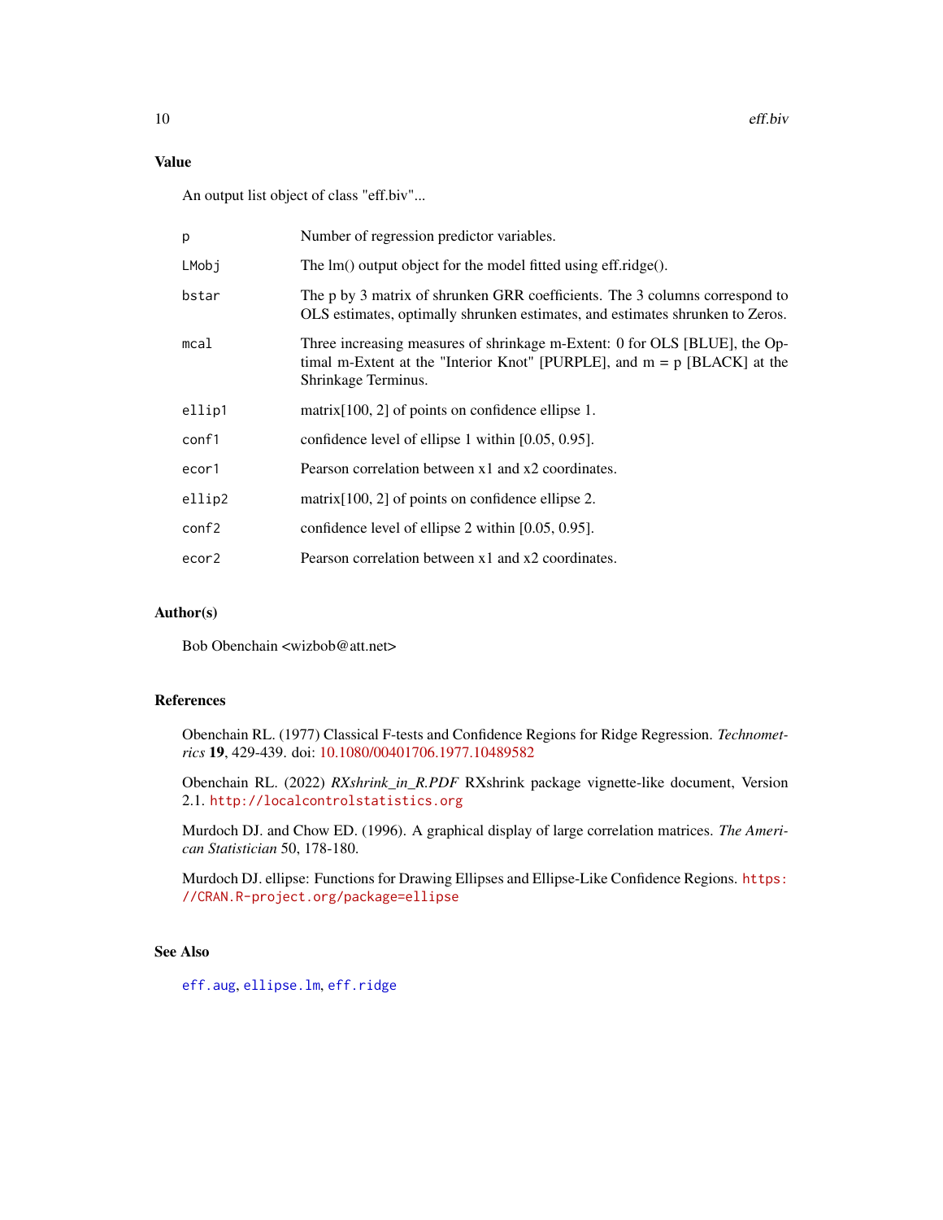## Value

An output list object of class "eff.biv"...

| | |
|---|---|
| p | Number of regression predictor variables. |
| LMobj | The lm() output object for the model fitted using eff.ridge(). |
| bstar | The p by 3 matrix of shrunken GRR coefficients. The 3 columns correspond to OLS estimates, optimally shrunken estimates, and estimates shrunken to Zeros. |
| mcal | Three increasing measures of shrinkage m-Extent: 0 for OLS [BLUE], the Optimal m-Extent at the "Interior Knot" [PURPLE], and m = p [BLACK] at the Shrinkage Terminus. |
| ellip1 | matrix[100, 2] of points on confidence ellipse 1. |
| conf1 | confidence level of ellipse 1 within [0.05, 0.95]. |
| ecor1 | Pearson correlation between x1 and x2 coordinates. |
| ellip2 | matrix[100, 2] of points on confidence ellipse 2. |
| conf2 | confidence level of ellipse 2 within [0.05, 0.95]. |
| ecor2 | Pearson correlation between x1 and x2 coordinates. |

## Author(s)

Bob Obenchain <wizbob@att.net>

## References

Obenchain RL. (1977) Classical F-tests and Confidence Regions for Ridge Regression. *Technometrics* **19**, 429-439. doi: 10.1080/00401706.1977.10489582

Obenchain RL. (2022) *RXshrink_in_R.PDF* RXshrink package vignette-like document, Version 2.1. http://localcontrolstatistics.org

Murdoch DJ. and Chow ED. (1996). A graphical display of large correlation matrices. *The American Statistician* 50, 178-180.

Murdoch DJ. ellipse: Functions for Drawing Ellipses and Ellipse-Like Confidence Regions. https://CRAN.R-project.org/package=ellipse

## See Also

eff.aug, ellipse.lm, eff.ridge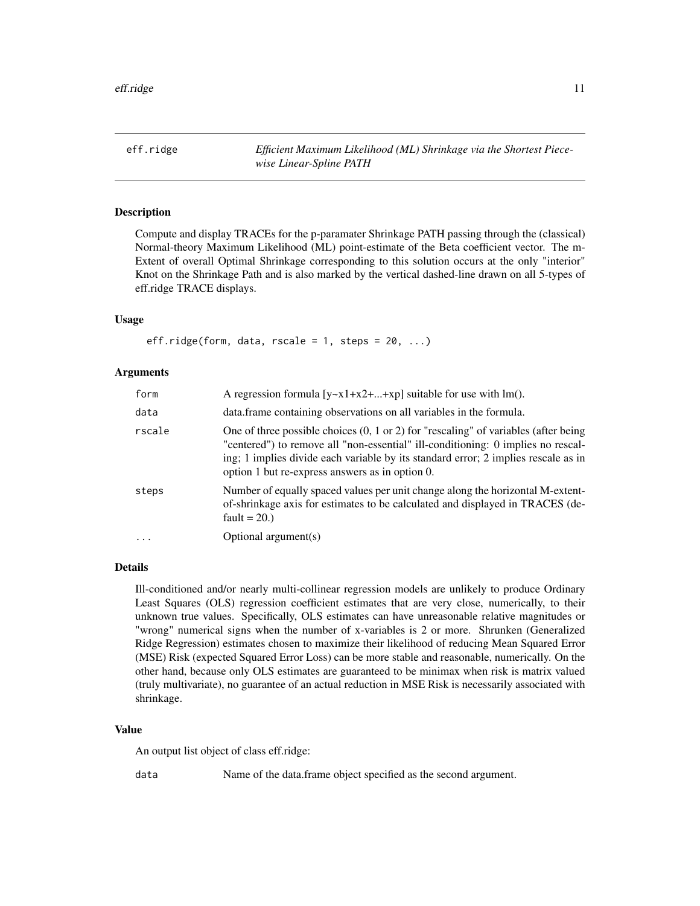## eff.ridge — *Efficient Maximum Likelihood (ML) Shrinkage via the Shortest Piecewise Linear-Spline PATH*

### Description

Compute and display TRACEs for the p-paramater Shrinkage PATH passing through the (classical) Normal-theory Maximum Likelihood (ML) point-estimate of the Beta coefficient vector. The m-Extent of overall Optimal Shrinkage corresponding to this solution occurs at the only "interior" Knot on the Shrinkage Path and is also marked by the vertical dashed-line drawn on all 5-types of eff.ridge TRACE displays.

### Usage

```
eff.ridge(form, data, rscale = 1, steps = 20, ...)
```

### Arguments

| | |
|---|---|
| form | A regression formula [y~x1+x2+...+xp] suitable for use with lm(). |
| data | data.frame containing observations on all variables in the formula. |
| rscale | One of three possible choices (0, 1 or 2) for "rescaling" of variables (after being "centered") to remove all "non-essential" ill-conditioning: 0 implies no rescaling; 1 implies divide each variable by its standard error; 2 implies rescale as in option 1 but re-express answers as in option 0. |
| steps | Number of equally spaced values per unit change along the horizontal M-extent-of-shrinkage axis for estimates to be calculated and displayed in TRACES (default = 20.) |
| ... | Optional argument(s) |

### Details

Ill-conditioned and/or nearly multi-collinear regression models are unlikely to produce Ordinary Least Squares (OLS) regression coefficient estimates that are very close, numerically, to their unknown true values. Specifically, OLS estimates can have unreasonable relative magnitudes or "wrong" numerical signs when the number of x-variables is 2 or more. Shrunken (Generalized Ridge Regression) estimates chosen to maximize their likelihood of reducing Mean Squared Error (MSE) Risk (expected Squared Error Loss) can be more stable and reasonable, numerically. On the other hand, because only OLS estimates are guaranteed to be minimax when risk is matrix valued (truly multivariate), no guarantee of an actual reduction in MSE Risk is necessarily associated with shrinkage.

### Value

An output list object of class eff.ridge:

| | |
|---|---|
| data | Name of the data.frame object specified as the second argument. |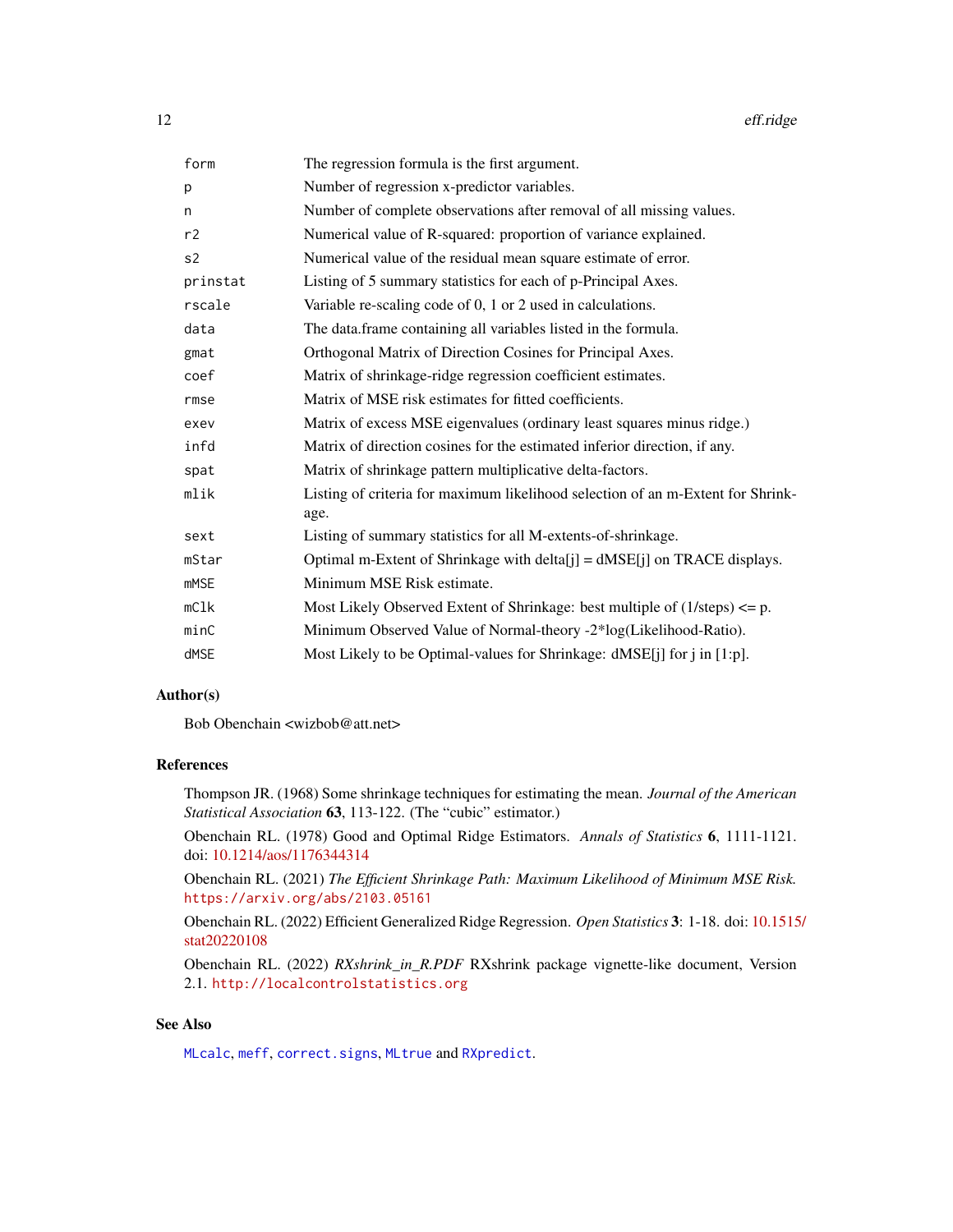| | |
|---|---|
| form | The regression formula is the first argument. |
| p | Number of regression x-predictor variables. |
| n | Number of complete observations after removal of all missing values. |
| r2 | Numerical value of R-squared: proportion of variance explained. |
| s2 | Numerical value of the residual mean square estimate of error. |
| prinstat | Listing of 5 summary statistics for each of p-Principal Axes. |
| rscale | Variable re-scaling code of 0, 1 or 2 used in calculations. |
| data | The data.frame containing all variables listed in the formula. |
| gmat | Orthogonal Matrix of Direction Cosines for Principal Axes. |
| coef | Matrix of shrinkage-ridge regression coefficient estimates. |
| rmse | Matrix of MSE risk estimates for fitted coefficients. |
| exev | Matrix of excess MSE eigenvalues (ordinary least squares minus ridge.) |
| infd | Matrix of direction cosines for the estimated inferior direction, if any. |
| spat | Matrix of shrinkage pattern multiplicative delta-factors. |
| mlik | Listing of criteria for maximum likelihood selection of an m-Extent for Shrinkage. |
| sext | Listing of summary statistics for all M-extents-of-shrinkage. |
| mStar | Optimal m-Extent of Shrinkage with delta[j] = dMSE[j] on TRACE displays. |
| mMSE | Minimum MSE Risk estimate. |
| mClk | Most Likely Observed Extent of Shrinkage: best multiple of (1/steps) <= p. |
| minC | Minimum Observed Value of Normal-theory -2*log(Likelihood-Ratio). |
| dMSE | Most Likely to be Optimal-values for Shrinkage: dMSE[j] for j in [1:p]. |

## Author(s)

Bob Obenchain <wizbob@att.net>

## References

Thompson JR. (1968) Some shrinkage techniques for estimating the mean. *Journal of the American Statistical Association* **63**, 113-122. (The "cubic" estimator.)

Obenchain RL. (1978) Good and Optimal Ridge Estimators. *Annals of Statistics* **6**, 1111-1121. doi: 10.1214/aos/1176344314

Obenchain RL. (2021) *The Efficient Shrinkage Path: Maximum Likelihood of Minimum MSE Risk.* https://arxiv.org/abs/2103.05161

Obenchain RL. (2022) Efficient Generalized Ridge Regression. *Open Statistics* **3**: 1-18. doi: 10.1515/stat20220108

Obenchain RL. (2022) *RXshrink_in_R.PDF* RXshrink package vignette-like document, Version 2.1. http://localcontrolstatistics.org

## See Also

MLcalc, meff, correct.signs, MLtrue and RXpredict.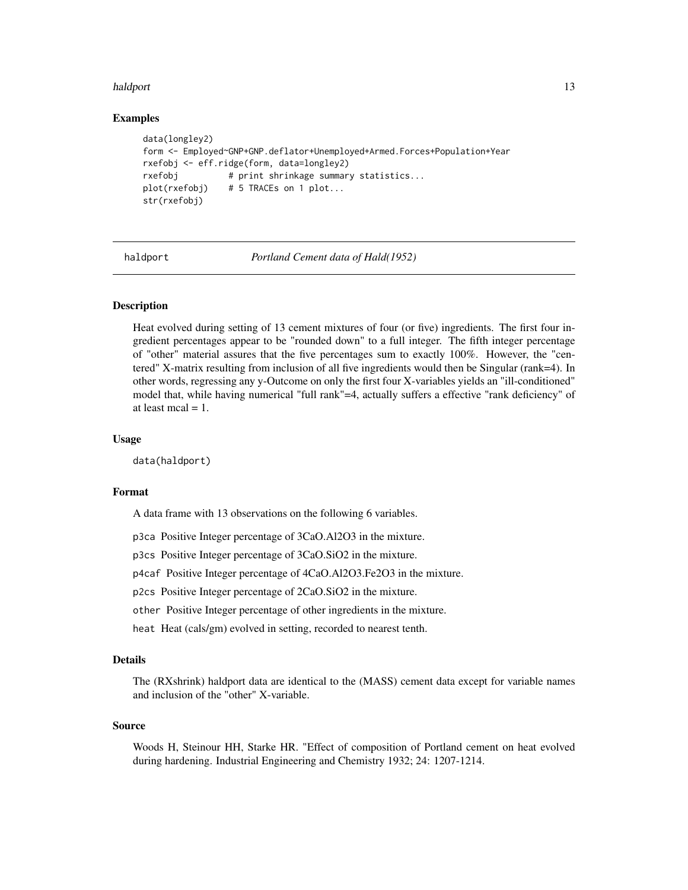## Examples

```
data(longley2)
form <- Employed~GNP+GNP.deflator+Unemployed+Armed.Forces+Population+Year
rxefobj <- eff.ridge(form, data=longley2)
rxefobj          # print shrinkage summary statistics...
plot(rxefobj)    # 5 TRACEs on 1 plot...
str(rxefobj)
```

---

# haldport *Portland Cement data of Hald(1952)*

---

### Description

Heat evolved during setting of 13 cement mixtures of four (or five) ingredients. The first four ingredient percentages appear to be "rounded down" to a full integer. The fifth integer percentage of "other" material assures that the five percentages sum to exactly 100%. However, the "centered" X-matrix resulting from inclusion of all five ingredients would then be Singular (rank=4). In other words, regressing any y-Outcome on only the first four X-variables yields an "ill-conditioned" model that, while having numerical "full rank"=4, actually suffers a effective "rank deficiency" of at least mcal = 1.

### Usage

```
data(haldport)
```

### Format

A data frame with 13 observations on the following 6 variables.

- `p3ca` Positive Integer percentage of 3CaO.Al2O3 in the mixture.
- `p3cs` Positive Integer percentage of 3CaO.SiO2 in the mixture.
- `p4caf` Positive Integer percentage of 4CaO.Al2O3.Fe2O3 in the mixture.
- `p2cs` Positive Integer percentage of 2CaO.SiO2 in the mixture.
- `other` Positive Integer percentage of other ingredients in the mixture.
- `heat` Heat (cals/gm) evolved in setting, recorded to nearest tenth.

### Details

The (RXshrink) haldport data are identical to the (MASS) cement data except for variable names and inclusion of the "other" X-variable.

### Source

Woods H, Steinour HH, Starke HR. "Effect of composition of Portland cement on heat evolved during hardening. Industrial Engineering and Chemistry 1932; 24: 1207-1214.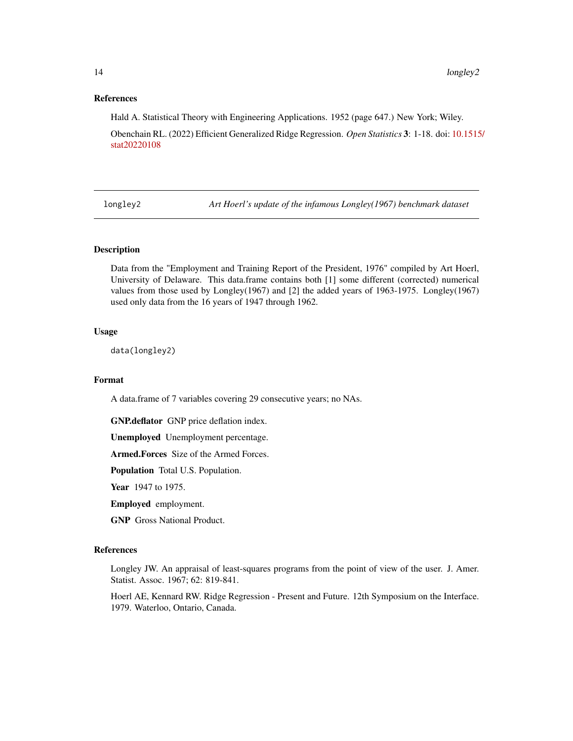## References

Hald A. Statistical Theory with Engineering Applications. 1952 (page 647.) New York; Wiley.

Obenchain RL. (2022) Efficient Generalized Ridge Regression. *Open Statistics* **3**: 1-18. doi: 10.1515/stat20220108

---

`longley2` *Art Hoerl's update of the infamous Longley(1967) benchmark dataset*

---

## Description

Data from the "Employment and Training Report of the President, 1976" compiled by Art Hoerl, University of Delaware. This data.frame contains both [1] some different (corrected) numerical values from those used by Longley(1967) and [2] the added years of 1963-1975. Longley(1967) used only data from the 16 years of 1947 through 1962.

## Usage

```
data(longley2)
```

## Format

A data.frame of 7 variables covering 29 consecutive years; no NAs.

**GNP.deflator** GNP price deflation index.

**Unemployed** Unemployment percentage.

**Armed.Forces** Size of the Armed Forces.

**Population** Total U.S. Population.

**Year** 1947 to 1975.

**Employed** employment.

**GNP** Gross National Product.

## References

Longley JW. An appraisal of least-squares programs from the point of view of the user. J. Amer. Statist. Assoc. 1967; 62: 819-841.

Hoerl AE, Kennard RW. Ridge Regression - Present and Future. 12th Symposium on the Interface. 1979. Waterloo, Ontario, Canada.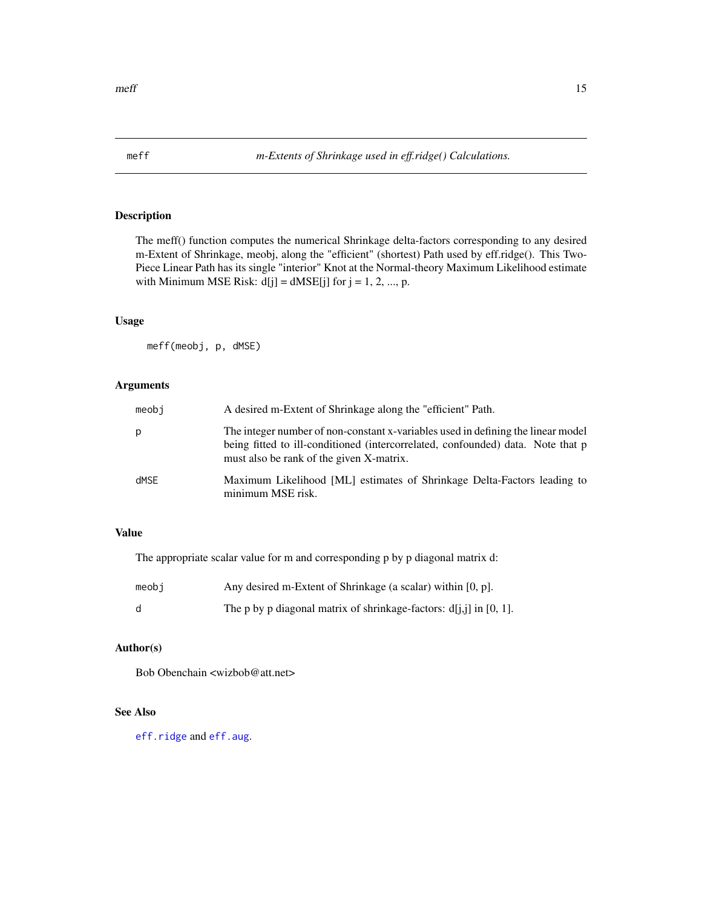# meff — *m-Extents of Shrinkage used in eff.ridge() Calculations.*

## Description

The meff() function computes the numerical Shrinkage delta-factors corresponding to any desired m-Extent of Shrinkage, meobj, along the "efficient" (shortest) Path used by eff.ridge(). This Two-Piece Linear Path has its single "interior" Knot at the Normal-theory Maximum Likelihood estimate with Minimum MSE Risk: d[j] = dMSE[j] for j = 1, 2, ..., p.

## Usage

```
meff(meobj, p, dMSE)
```

## Arguments

| | |
|---|---|
| meobj | A desired m-Extent of Shrinkage along the "efficient" Path. |
| p | The integer number of non-constant x-variables used in defining the linear model being fitted to ill-conditioned (intercorrelated, confounded) data. Note that p must also be rank of the given X-matrix. |
| dMSE | Maximum Likelihood [ML] estimates of Shrinkage Delta-Factors leading to minimum MSE risk. |

## Value

The appropriate scalar value for m and corresponding p by p diagonal matrix d:

| | |
|---|---|
| meobj | Any desired m-Extent of Shrinkage (a scalar) within [0, p]. |
| d | The p by p diagonal matrix of shrinkage-factors: d[j,j] in [0, 1]. |

## Author(s)

Bob Obenchain <wizbob@att.net>

## See Also

eff.ridge and eff.aug.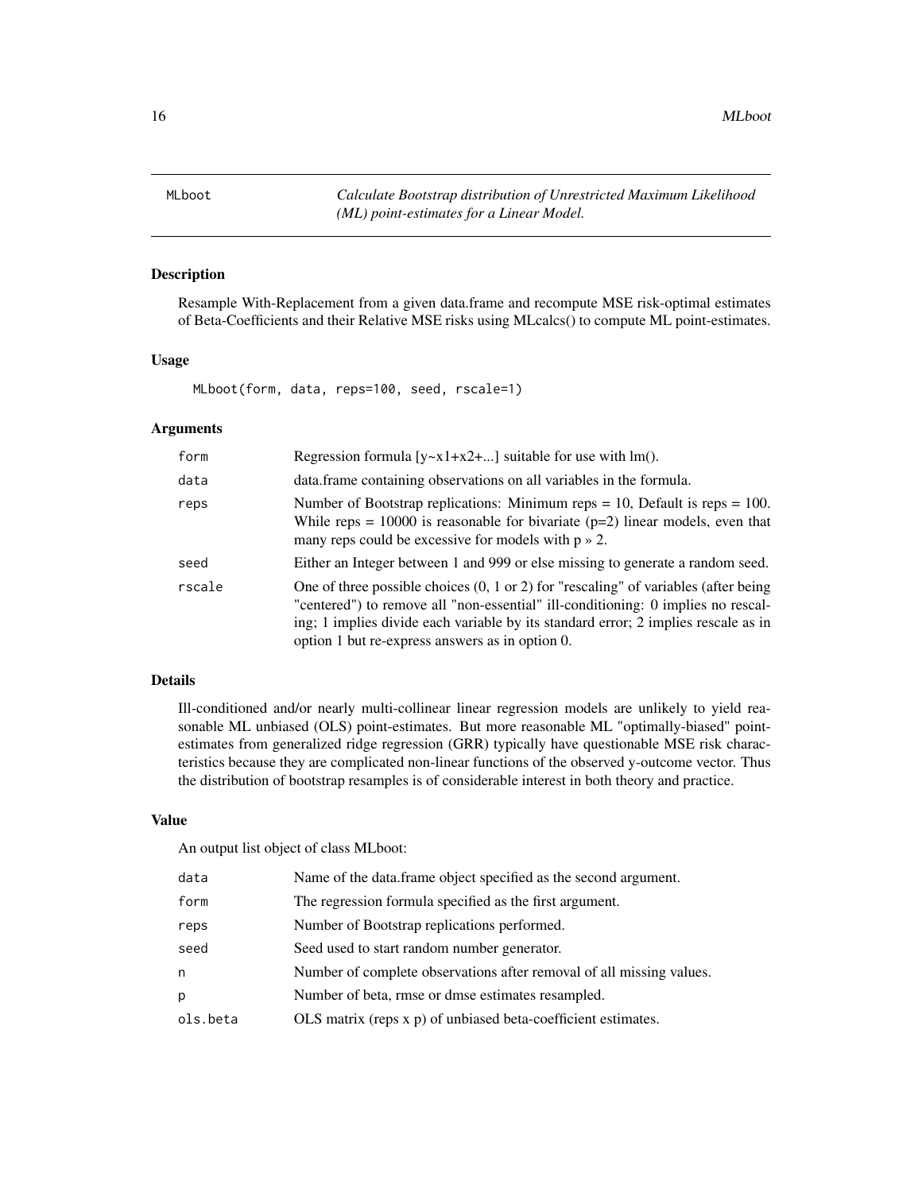MLboot *Calculate Bootstrap distribution of Unrestricted Maximum Likelihood (ML) point-estimates for a Linear Model.*

## Description

Resample With-Replacement from a given data.frame and recompute MSE risk-optimal estimates of Beta-Coefficients and their Relative MSE risks using MLcalcs() to compute ML point-estimates.

## Usage

```
MLboot(form, data, reps=100, seed, rscale=1)
```

## Arguments

| | |
|---|---|
| form | Regression formula [y~x1+x2+...] suitable for use with lm(). |
| data | data.frame containing observations on all variables in the formula. |
| reps | Number of Bootstrap replications: Minimum reps = 10, Default is reps = 100. While reps = 10000 is reasonable for bivariate (p=2) linear models, even that many reps could be excessive for models with p » 2. |
| seed | Either an Integer between 1 and 999 or else missing to generate a random seed. |
| rscale | One of three possible choices (0, 1 or 2) for "rescaling" of variables (after being "centered") to remove all "non-essential" ill-conditioning: 0 implies no rescaling; 1 implies divide each variable by its standard error; 2 implies rescale as in option 1 but re-express answers as in option 0. |

## Details

Ill-conditioned and/or nearly multi-collinear linear regression models are unlikely to yield reasonable ML unbiased (OLS) point-estimates. But more reasonable ML "optimally-biased" point-estimates from generalized ridge regression (GRR) typically have questionable MSE risk characteristics because they are complicated non-linear functions of the observed y-outcome vector. Thus the distribution of bootstrap resamples is of considerable interest in both theory and practice.

## Value

An output list object of class MLboot:

| | |
|---|---|
| data | Name of the data.frame object specified as the second argument. |
| form | The regression formula specified as the first argument. |
| reps | Number of Bootstrap replications performed. |
| seed | Seed used to start random number generator. |
| n | Number of complete observations after removal of all missing values. |
| p | Number of beta, rmse or dmse estimates resampled. |
| ols.beta | OLS matrix (reps x p) of unbiased beta-coefficient estimates. |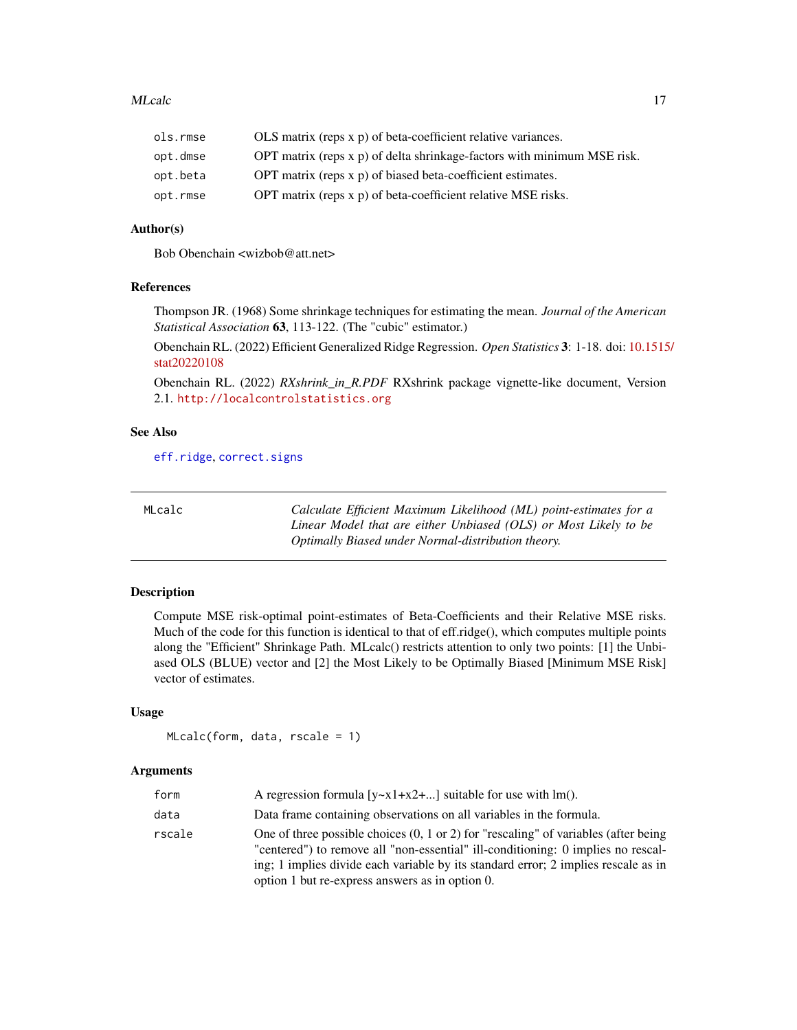| | |
|---|---|
| ols.rmse | OLS matrix (reps x p) of beta-coefficient relative variances. |
| opt.dmse | OPT matrix (reps x p) of delta shrinkage-factors with minimum MSE risk. |
| opt.beta | OPT matrix (reps x p) of biased beta-coefficient estimates. |
| opt.rmse | OPT matrix (reps x p) of beta-coefficient relative MSE risks. |

### Author(s)

Bob Obenchain <wizbob@att.net>

### References

Thompson JR. (1968) Some shrinkage techniques for estimating the mean. *Journal of the American Statistical Association* **63**, 113-122. (The "cubic" estimator.)

Obenchain RL. (2022) Efficient Generalized Ridge Regression. *Open Statistics* **3**: 1-18. doi: 10.1515/stat20220108

Obenchain RL. (2022) *RXshrink_in_R.PDF* RXshrink package vignette-like document, Version 2.1. http://localcontrolstatistics.org

### See Also

eff.ridge, correct.signs

---

## MLcalc — *Calculate Efficient Maximum Likelihood (ML) point-estimates for a Linear Model that are either Unbiased (OLS) or Most Likely to be Optimally Biased under Normal-distribution theory.*

---

### Description

Compute MSE risk-optimal point-estimates of Beta-Coefficients and their Relative MSE risks. Much of the code for this function is identical to that of eff.ridge(), which computes multiple points along the "Efficient" Shrinkage Path. MLcalc() restricts attention to only two points: [1] the Unbiased OLS (BLUE) vector and [2] the Most Likely to be Optimally Biased [Minimum MSE Risk] vector of estimates.

### Usage

```
MLcalc(form, data, rscale = 1)
```

### Arguments

| | |
|---|---|
| form | A regression formula [y~x1+x2+...] suitable for use with lm(). |
| data | Data frame containing observations on all variables in the formula. |
| rscale | One of three possible choices (0, 1 or 2) for "rescaling" of variables (after being "centered") to remove all "non-essential" ill-conditioning: 0 implies no rescaling; 1 implies divide each variable by its standard error; 2 implies rescale as in option 1 but re-express answers as in option 0. |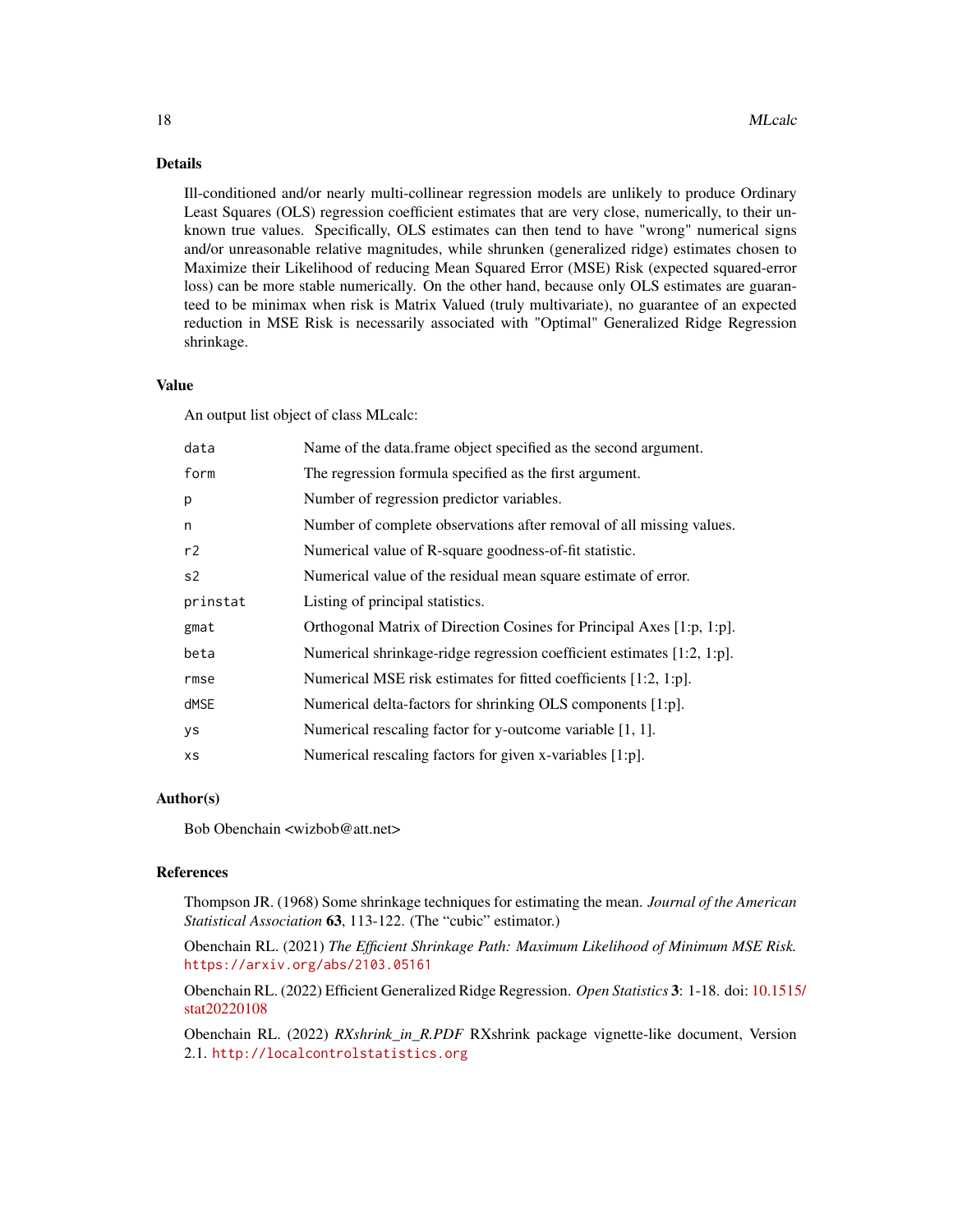## Details

Ill-conditioned and/or nearly multi-collinear regression models are unlikely to produce Ordinary Least Squares (OLS) regression coefficient estimates that are very close, numerically, to their unknown true values. Specifically, OLS estimates can then tend to have "wrong" numerical signs and/or unreasonable relative magnitudes, while shrunken (generalized ridge) estimates chosen to Maximize their Likelihood of reducing Mean Squared Error (MSE) Risk (expected squared-error loss) can be more stable numerically. On the other hand, because only OLS estimates are guaranteed to be minimax when risk is Matrix Valued (truly multivariate), no guarantee of an expected reduction in MSE Risk is necessarily associated with "Optimal" Generalized Ridge Regression shrinkage.

## Value

An output list object of class MLcalc:

| | |
|---|---|
| `data` | Name of the data.frame object specified as the second argument. |
| `form` | The regression formula specified as the first argument. |
| `p` | Number of regression predictor variables. |
| `n` | Number of complete observations after removal of all missing values. |
| `r2` | Numerical value of R-square goodness-of-fit statistic. |
| `s2` | Numerical value of the residual mean square estimate of error. |
| `prinstat` | Listing of principal statistics. |
| `gmat` | Orthogonal Matrix of Direction Cosines for Principal Axes [1:p, 1:p]. |
| `beta` | Numerical shrinkage-ridge regression coefficient estimates [1:2, 1:p]. |
| `rmse` | Numerical MSE risk estimates for fitted coefficients [1:2, 1:p]. |
| `dMSE` | Numerical delta-factors for shrinking OLS components [1:p]. |
| `ys` | Numerical rescaling factor for y-outcome variable [1, 1]. |
| `xs` | Numerical rescaling factors for given x-variables [1:p]. |

## Author(s)

Bob Obenchain <wizbob@att.net>

## References

Thompson JR. (1968) Some shrinkage techniques for estimating the mean. *Journal of the American Statistical Association* **63**, 113-122. (The "cubic" estimator.)

Obenchain RL. (2021) *The Efficient Shrinkage Path: Maximum Likelihood of Minimum MSE Risk.* https://arxiv.org/abs/2103.05161

Obenchain RL. (2022) Efficient Generalized Ridge Regression. *Open Statistics* **3**: 1-18. doi: 10.1515/stat20220108

Obenchain RL. (2022) *RXshrink_in_R.PDF* RXshrink package vignette-like document, Version 2.1. http://localcontrolstatistics.org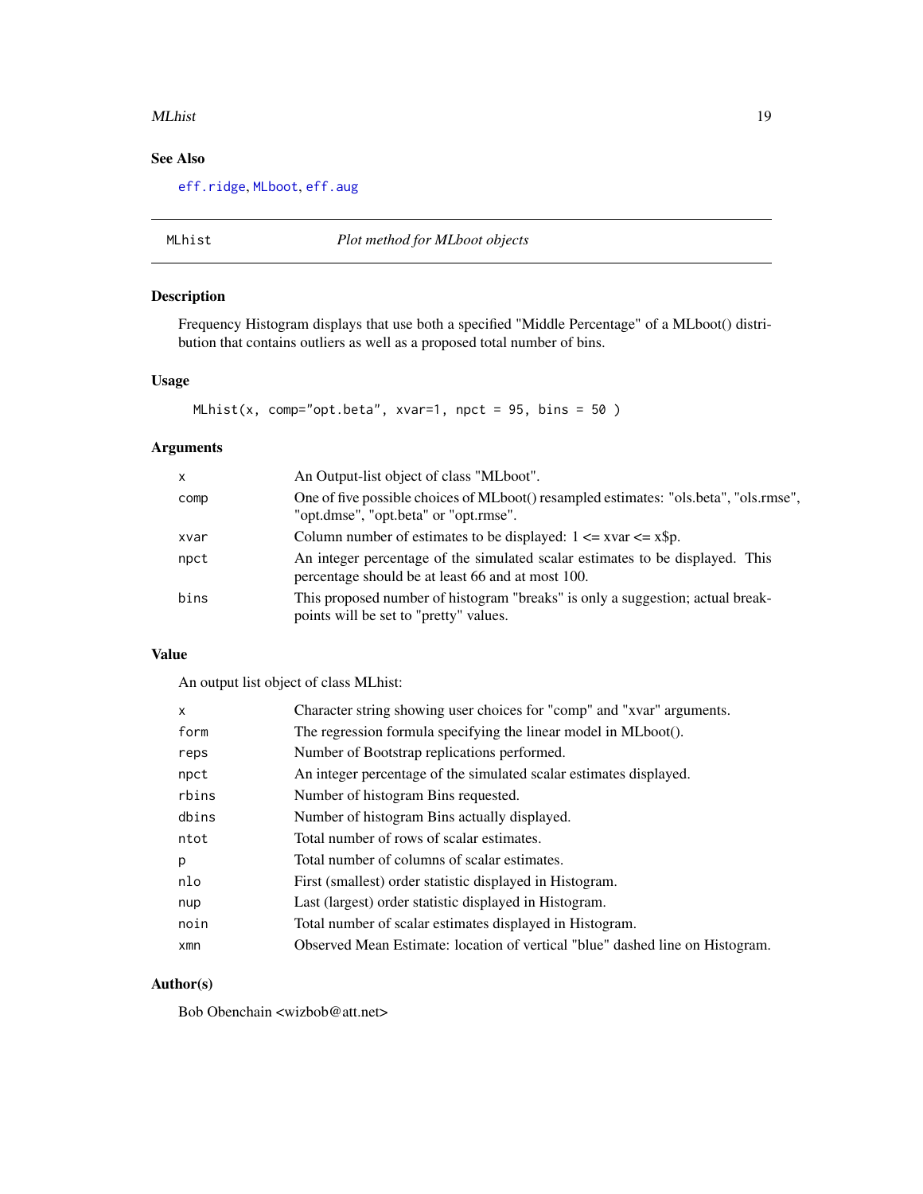## See Also

eff.ridge, MLboot, eff.aug

---

## MLhist — *Plot method for MLboot objects*

### Description

Frequency Histogram displays that use both a specified "Middle Percentage" of a MLboot() distribution that contains outliers as well as a proposed total number of bins.

### Usage

```
MLhist(x, comp="opt.beta", xvar=1, npct = 95, bins = 50 )
```

### Arguments

| | |
|---|---|
| x | An Output-list object of class "MLboot". |
| comp | One of five possible choices of MLboot() resampled estimates: "ols.beta", "ols.rmse", "opt.dmse", "opt.beta" or "opt.rmse". |
| xvar | Column number of estimates to be displayed: 1 <= xvar <= x$p. |
| npct | An integer percentage of the simulated scalar estimates to be displayed. This percentage should be at least 66 and at most 100. |
| bins | This proposed number of histogram "breaks" is only a suggestion; actual breakpoints will be set to "pretty" values. |

### Value

An output list object of class MLhist:

| | |
|---|---|
| x | Character string showing user choices for "comp" and "xvar" arguments. |
| form | The regression formula specifying the linear model in MLboot(). |
| reps | Number of Bootstrap replications performed. |
| npct | An integer percentage of the simulated scalar estimates displayed. |
| rbins | Number of histogram Bins requested. |
| dbins | Number of histogram Bins actually displayed. |
| ntot | Total number of rows of scalar estimates. |
| p | Total number of columns of scalar estimates. |
| nlo | First (smallest) order statistic displayed in Histogram. |
| nup | Last (largest) order statistic displayed in Histogram. |
| noin | Total number of scalar estimates displayed in Histogram. |
| xmn | Observed Mean Estimate: location of vertical "blue" dashed line on Histogram. |

### Author(s)

Bob Obenchain <wizbob@att.net>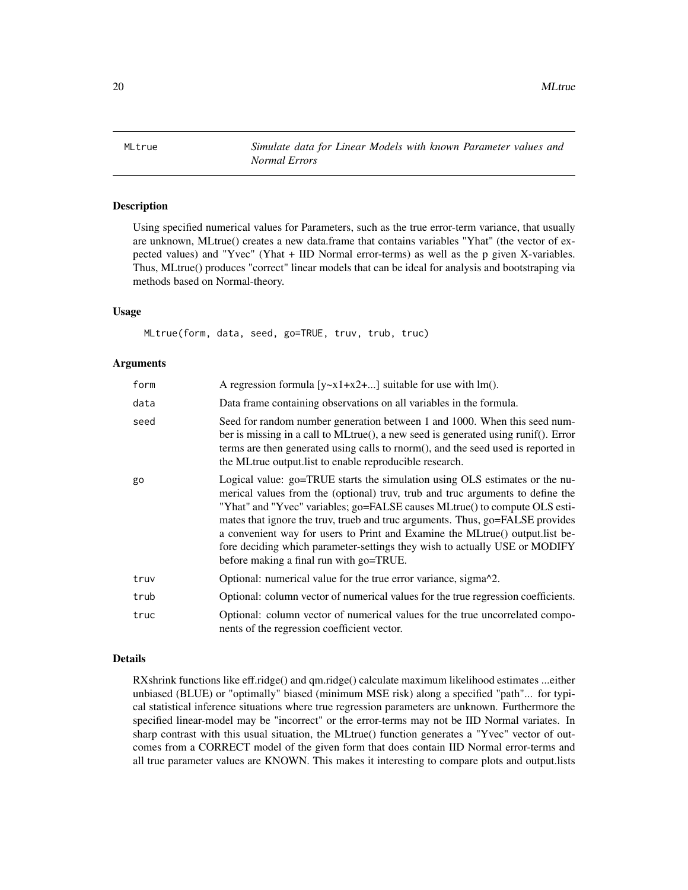MLtrue *Simulate data for Linear Models with known Parameter values and Normal Errors*

## Description

Using specified numerical values for Parameters, such as the true error-term variance, that usually are unknown, MLtrue() creates a new data.frame that contains variables "Yhat" (the vector of expected values) and "Yvec" (Yhat + IID Normal error-terms) as well as the p given X-variables. Thus, MLtrue() produces "correct" linear models that can be ideal for analysis and bootstraping via methods based on Normal-theory.

## Usage

```
MLtrue(form, data, seed, go=TRUE, truv, trub, truc)
```

## Arguments

| | |
|---|---|
| form | A regression formula [y~x1+x2+...] suitable for use with lm(). |
| data | Data frame containing observations on all variables in the formula. |
| seed | Seed for random number generation between 1 and 1000. When this seed number is missing in a call to MLtrue(), a new seed is generated using runif(). Error terms are then generated using calls to rnorm(), and the seed used is reported in the MLtrue output.list to enable reproducible research. |
| go | Logical value: go=TRUE starts the simulation using OLS estimates or the numerical values from the (optional) truv, trub and truc arguments to define the "Yhat" and "Yvec" variables; go=FALSE causes MLtrue() to compute OLS estimates that ignore the truv, trueb and truc arguments. Thus, go=FALSE provides a convenient way for users to Print and Examine the MLtrue() output.list before deciding which parameter-settings they wish to actually USE or MODIFY before making a final run with go=TRUE. |
| truv | Optional: numerical value for the true error variance, sigma^2. |
| trub | Optional: column vector of numerical values for the true regression coefficients. |
| truc | Optional: column vector of numerical values for the true uncorrelated components of the regression coefficient vector. |

## Details

RXshrink functions like eff.ridge() and qm.ridge() calculate maximum likelihood estimates ...either unbiased (BLUE) or "optimally" biased (minimum MSE risk) along a specified "path"... for typical statistical inference situations where true regression parameters are unknown. Furthermore the specified linear-model may be "incorrect" or the error-terms may not be IID Normal variates. In sharp contrast with this usual situation, the MLtrue() function generates a "Yvec" vector of outcomes from a CORRECT model of the given form that does contain IID Normal error-terms and all true parameter values are KNOWN. This makes it interesting to compare plots and output.lists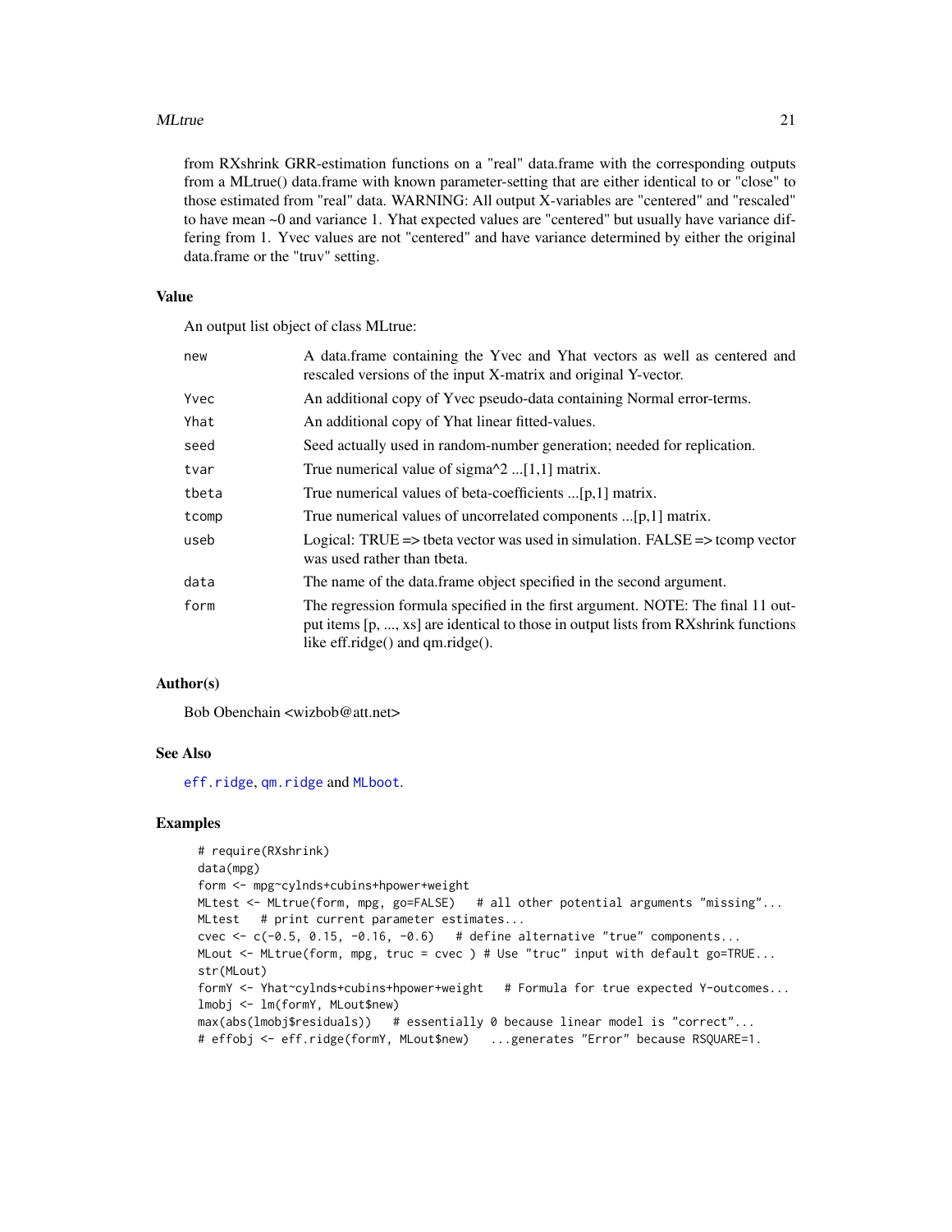from RXshrink GRR-estimation functions on a "real" data.frame with the corresponding outputs from a MLtrue() data.frame with known parameter-setting that are either identical to or "close" to those estimated from "real" data. WARNING: All output X-variables are "centered" and "rescaled" to have mean ~0 and variance 1. Yhat expected values are "centered" but usually have variance differing from 1. Yvec values are not "centered" and have variance determined by either the original data.frame or the "truv" setting.

### Value

An output list object of class MLtrue:

| | |
|---|---|
| new | A data.frame containing the Yvec and Yhat vectors as well as centered and rescaled versions of the input X-matrix and original Y-vector. |
| Yvec | An additional copy of Yvec pseudo-data containing Normal error-terms. |
| Yhat | An additional copy of Yhat linear fitted-values. |
| seed | Seed actually used in random-number generation; needed for replication. |
| tvar | True numerical value of sigma^2 ...[1,1] matrix. |
| tbeta | True numerical values of beta-coefficients ...[p,1] matrix. |
| tcomp | True numerical values of uncorrelated components ...[p,1] matrix. |
| useb | Logical: TRUE => tbeta vector was used in simulation. FALSE => tcomp vector was used rather than tbeta. |
| data | The name of the data.frame object specified in the second argument. |
| form | The regression formula specified in the first argument. NOTE: The final 11 output items [p, ..., xs] are identical to those in output lists from RXshrink functions like eff.ridge() and qm.ridge(). |

### Author(s)

Bob Obenchain <wizbob@att.net>

### See Also

eff.ridge, qm.ridge and MLboot.

### Examples

```
# require(RXshrink)
data(mpg)
form <- mpg~cylnds+cubins+hpower+weight
MLtest <- MLtrue(form, mpg, go=FALSE)   # all other potential arguments "missing"...
MLtest   # print current parameter estimates...
cvec <- c(-0.5, 0.15, -0.16, -0.6)   # define alternative "true" components...
MLout <- MLtrue(form, mpg, truc = cvec ) # Use "truc" input with default go=TRUE...
str(MLout)
formY <- Yhat~cylnds+cubins+hpower+weight   # Formula for true expected Y-outcomes...
lmobj <- lm(formY, MLout$new)
max(abs(lmobj$residuals))   # essentially 0 because linear model is "correct"...
# effobj <- eff.ridge(formY, MLout$new)   ...generates "Error" because RSQUARE=1.
```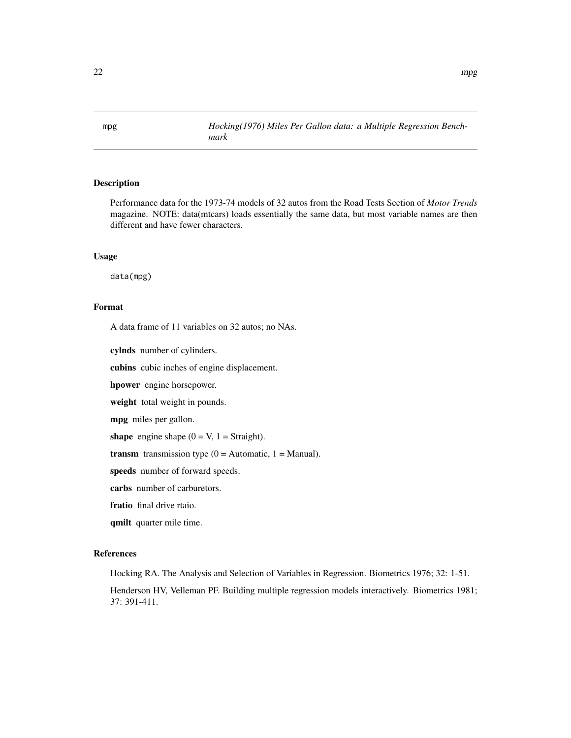mpg — *Hocking(1976) Miles Per Gallon data: a Multiple Regression Benchmark*

## Description

Performance data for the 1973-74 models of 32 autos from the Road Tests Section of *Motor Trends* magazine. NOTE: data(mtcars) loads essentially the same data, but most variable names are then different and have fewer characters.

## Usage

```
data(mpg)
```

## Format

A data frame of 11 variables on 32 autos; no NAs.

**cylnds** number of cylinders.

**cubins** cubic inches of engine displacement.

**hpower** engine horsepower.

**weight** total weight in pounds.

**mpg** miles per gallon.

**shape** engine shape (0 = V, 1 = Straight).

**transm** transmission type (0 = Automatic, 1 = Manual).

**speeds** number of forward speeds.

**carbs** number of carburetors.

**fratio** final drive rtaio.

**qmilt** quarter mile time.

## References

Hocking RA. The Analysis and Selection of Variables in Regression. Biometrics 1976; 32: 1-51.

Henderson HV, Velleman PF. Building multiple regression models interactively. Biometrics 1981; 37: 391-411.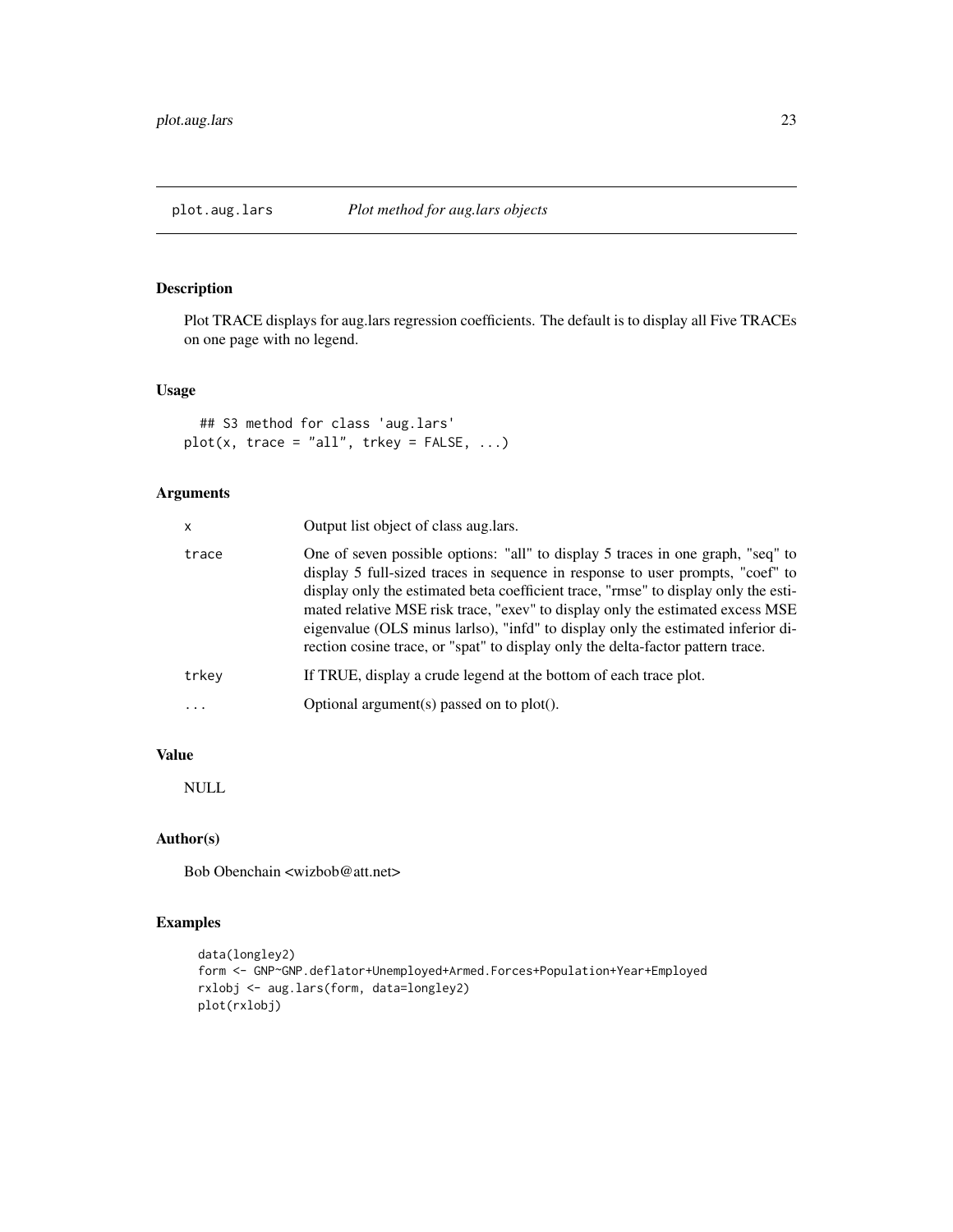## plot.aug.lars — *Plot method for aug.lars objects*

### Description

Plot TRACE displays for aug.lars regression coefficients. The default is to display all Five TRACEs on one page with no legend.

### Usage

```
## S3 method for class 'aug.lars'
plot(x, trace = "all", trkey = FALSE, ...)
```

### Arguments

| | |
|---|---|
| x | Output list object of class aug.lars. |
| trace | One of seven possible options: "all" to display 5 traces in one graph, "seq" to display 5 full-sized traces in sequence in response to user prompts, "coef" to display only the estimated beta coefficient trace, "rmse" to display only the estimated relative MSE risk trace, "exev" to display only the estimated excess MSE eigenvalue (OLS minus larlso), "infd" to display only the estimated inferior direction cosine trace, or "spat" to display only the delta-factor pattern trace. |
| trkey | If TRUE, display a crude legend at the bottom of each trace plot. |
| ... | Optional argument(s) passed on to plot(). |

### Value

NULL

### Author(s)

Bob Obenchain <wizbob@att.net>

### Examples

```
data(longley2)
form <- GNP~GNP.deflator+Unemployed+Armed.Forces+Population+Year+Employed
rxlobj <- aug.lars(form, data=longley2)
plot(rxlobj)
```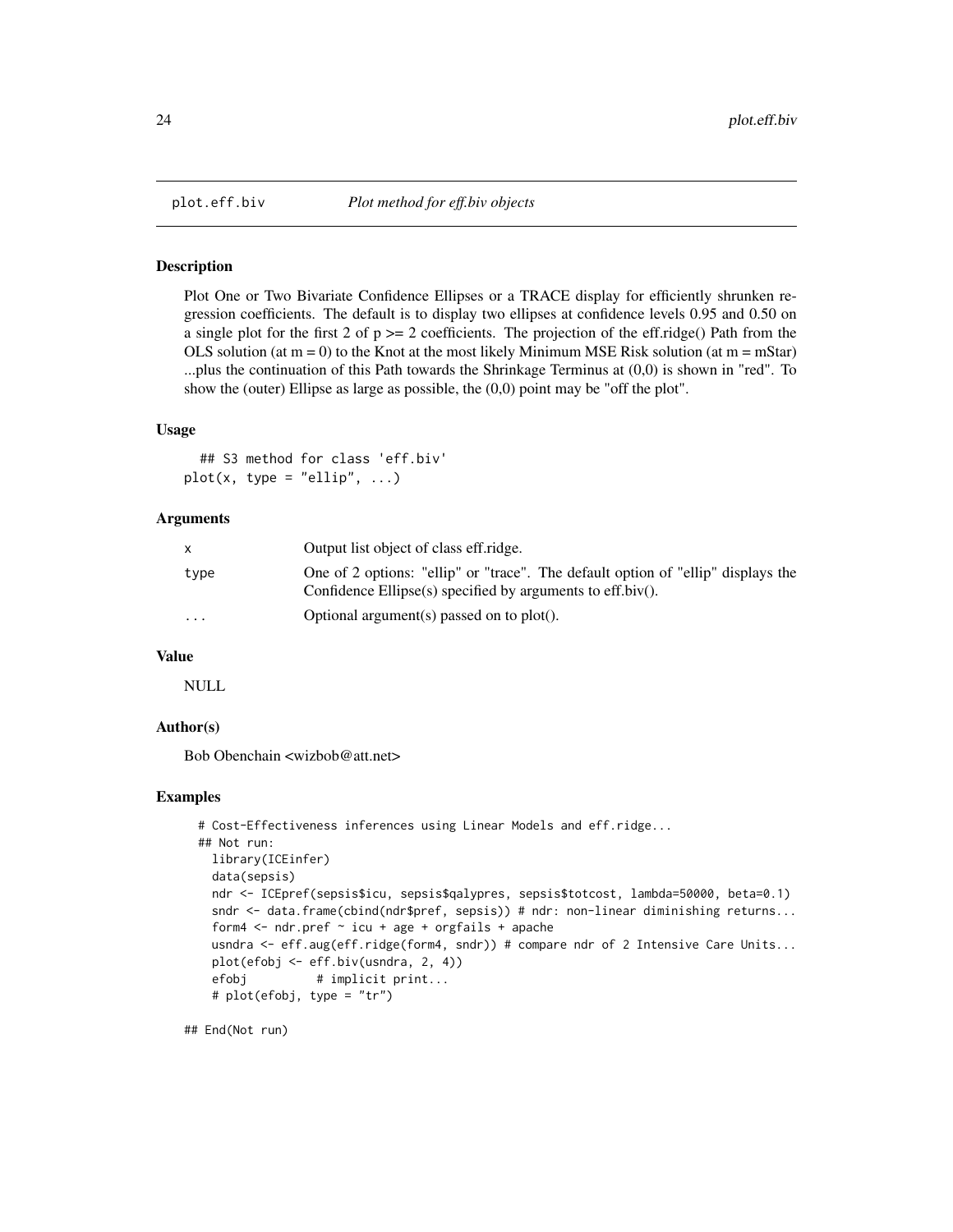plot.eff.biv *Plot method for eff.biv objects*

## Description

Plot One or Two Bivariate Confidence Ellipses or a TRACE display for efficiently shrunken regression coefficients. The default is to display two ellipses at confidence levels 0.95 and 0.50 on a single plot for the first 2 of p >= 2 coefficients. The projection of the eff.ridge() Path from the OLS solution (at m = 0) to the Knot at the most likely Minimum MSE Risk solution (at m = mStar) ...plus the continuation of this Path towards the Shrinkage Terminus at (0,0) is shown in "red". To show the (outer) Ellipse as large as possible, the (0,0) point may be "off the plot".

## Usage

```
## S3 method for class 'eff.biv'
plot(x, type = "ellip", ...)
```

## Arguments

| | |
|---|---|
| x | Output list object of class eff.ridge. |
| type | One of 2 options: "ellip" or "trace". The default option of "ellip" displays the Confidence Ellipse(s) specified by arguments to eff.biv(). |
| ... | Optional argument(s) passed on to plot(). |

## Value

NULL

## Author(s)

Bob Obenchain <wizbob@att.net>

## Examples

```
# Cost-Effectiveness inferences using Linear Models and eff.ridge...
## Not run:
  library(ICEinfer)
  data(sepsis)
  ndr <- ICEpref(sepsis$icu, sepsis$qalypres, sepsis$totcost, lambda=50000, beta=0.1)
  sndr <- data.frame(cbind(ndr$pref, sepsis)) # ndr: non-linear diminishing returns...
  form4 <- ndr.pref ~ icu + age + orgfails + apache
  usndra <- eff.aug(eff.ridge(form4, sndr)) # compare ndr of 2 Intensive Care Units...
  plot(efobj <- eff.biv(usndra, 2, 4))
  efobj          # implicit print...
  # plot(efobj, type = "tr")

## End(Not run)
```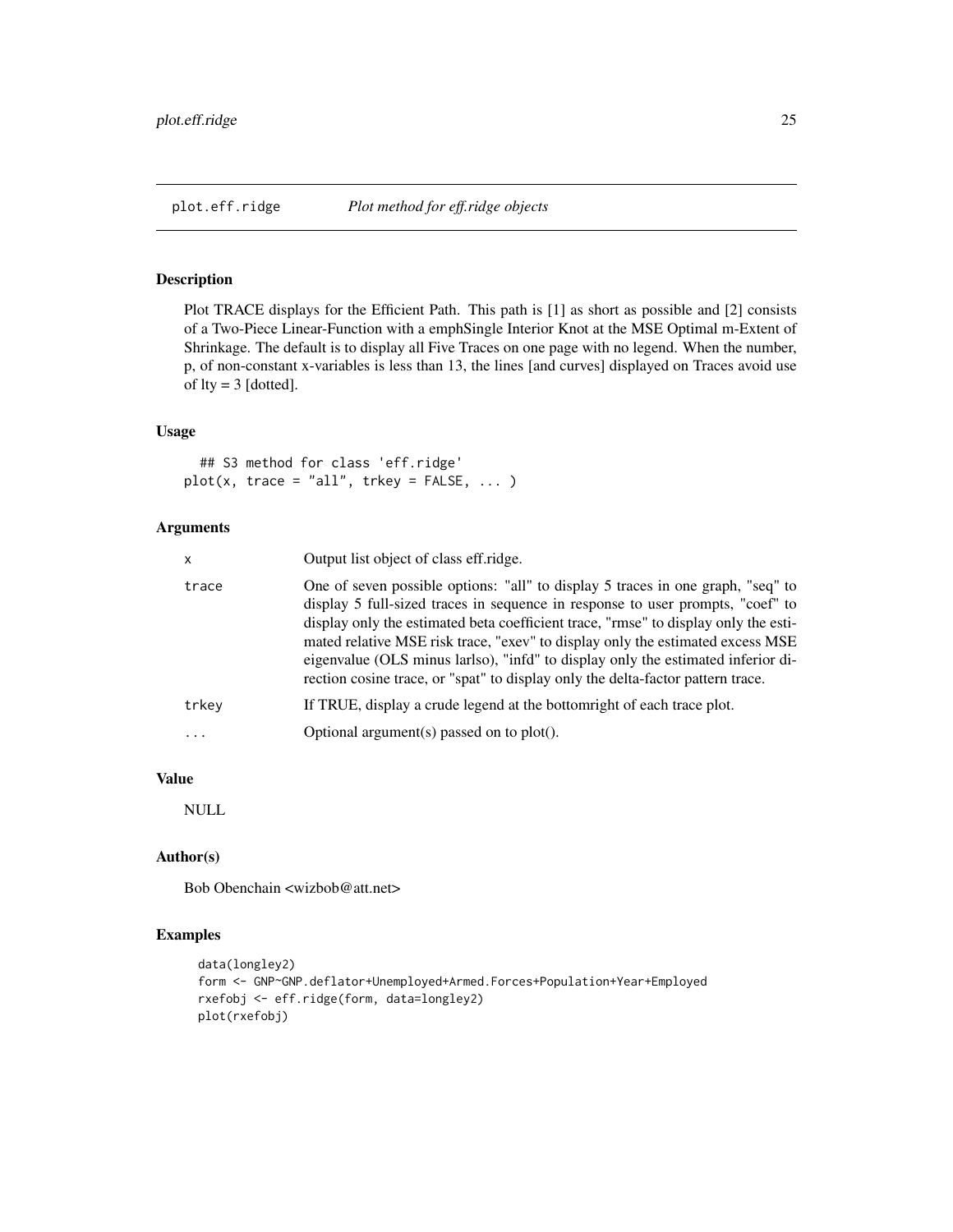plot.eff.ridge *Plot method for eff.ridge objects*

## Description

Plot TRACE displays for the Efficient Path. This path is [1] as short as possible and [2] consists of a Two-Piece Linear-Function with a emphSingle Interior Knot at the MSE Optimal m-Extent of Shrinkage. The default is to display all Five Traces on one page with no legend. When the number, p, of non-constant x-variables is less than 13, the lines [and curves] displayed on Traces avoid use of lty = 3 [dotted].

## Usage

```
## S3 method for class 'eff.ridge'
plot(x, trace = "all", trkey = FALSE, ... )
```

## Arguments

| | |
|---|---|
| `x` | Output list object of class eff.ridge. |
| `trace` | One of seven possible options: "all" to display 5 traces in one graph, "seq" to display 5 full-sized traces in sequence in response to user prompts, "coef" to display only the estimated beta coefficient trace, "rmse" to display only the estimated relative MSE risk trace, "exev" to display only the estimated excess MSE eigenvalue (OLS minus larlso), "infd" to display only the estimated inferior direction cosine trace, or "spat" to display only the delta-factor pattern trace. |
| `trkey` | If TRUE, display a crude legend at the bottomright of each trace plot. |
| `...` | Optional argument(s) passed on to plot(). |

## Value

NULL

## Author(s)

Bob Obenchain <wizbob@att.net>

## Examples

```
data(longley2)
form <- GNP~GNP.deflator+Unemployed+Armed.Forces+Population+Year+Employed
rxefobj <- eff.ridge(form, data=longley2)
plot(rxefobj)
```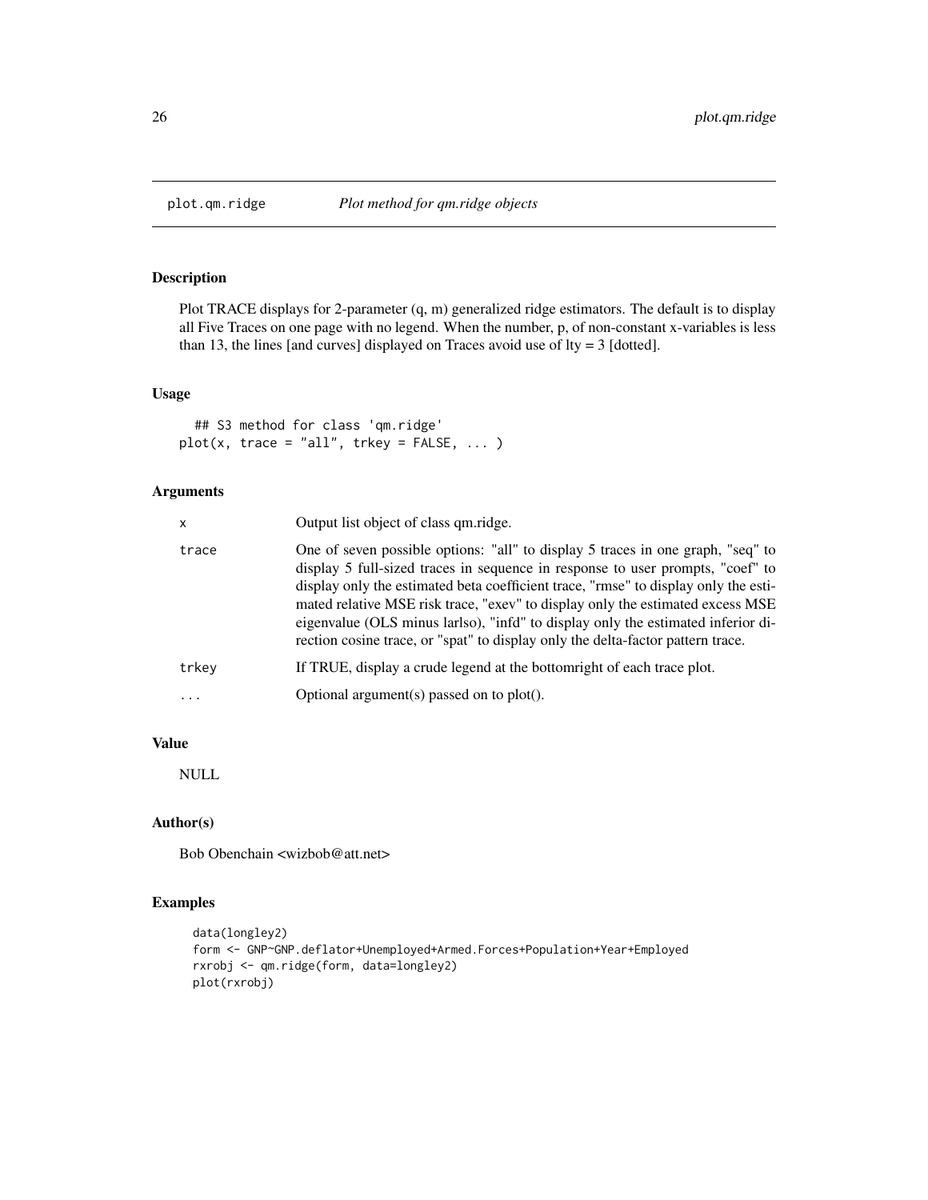# plot.qm.ridge — *Plot method for qm.ridge objects*

## Description

Plot TRACE displays for 2-parameter (q, m) generalized ridge estimators. The default is to display all Five Traces on one page with no legend. When the number, p, of non-constant x-variables is less than 13, the lines [and curves] displayed on Traces avoid use of lty = 3 [dotted].

## Usage

```
## S3 method for class 'qm.ridge'
plot(x, trace = "all", trkey = FALSE, ... )
```

## Arguments

| | |
|---|---|
| x | Output list object of class qm.ridge. |
| trace | One of seven possible options: "all" to display 5 traces in one graph, "seq" to display 5 full-sized traces in sequence in response to user prompts, "coef" to display only the estimated beta coefficient trace, "rmse" to display only the estimated relative MSE risk trace, "exev" to display only the estimated excess MSE eigenvalue (OLS minus larlso), "infd" to display only the estimated inferior direction cosine trace, or "spat" to display only the delta-factor pattern trace. |
| trkey | If TRUE, display a crude legend at the bottomright of each trace plot. |
| ... | Optional argument(s) passed on to plot(). |

## Value

NULL

## Author(s)

Bob Obenchain <wizbob@att.net>

## Examples

```
data(longley2)
form <- GNP~GNP.deflator+Unemployed+Armed.Forces+Population+Year+Employed
rxrobj <- qm.ridge(form, data=longley2)
plot(rxrobj)
```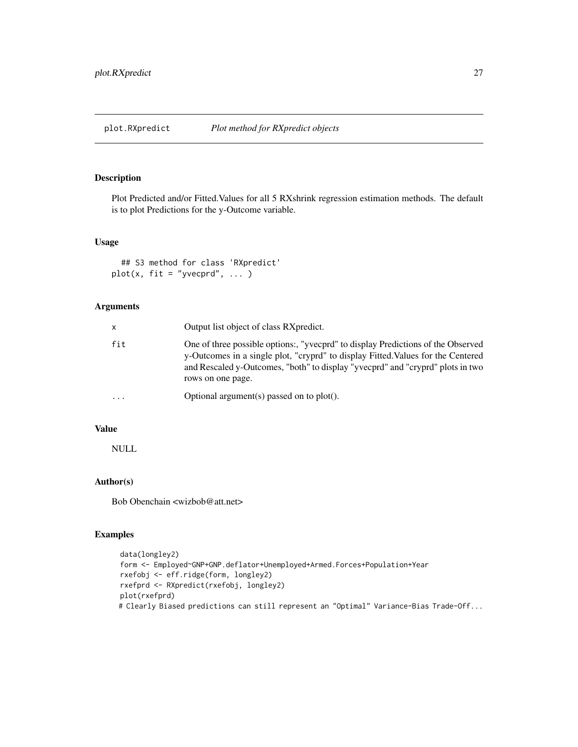## plot.RXpredict    *Plot method for RXpredict objects*

### Description

Plot Predicted and/or Fitted.Values for all 5 RXshrink regression estimation methods. The default is to plot Predictions for the y-Outcome variable.

### Usage

```
  ## S3 method for class 'RXpredict'
plot(x, fit = "yvecprd", ... )
```

### Arguments

| | |
|---|---|
| `x` | Output list object of class RXpredict. |
| `fit` | One of three possible options:, "yvecprd" to display Predictions of the Observed y-Outcomes in a single plot, "cryprd" to display Fitted.Values for the Centered and Rescaled y-Outcomes, "both" to display "yvecprd" and "cryprd" plots in two rows on one page. |
| `...` | Optional argument(s) passed on to plot(). |

### Value

NULL

### Author(s)

Bob Obenchain <wizbob@att.net>

### Examples

```
  data(longley2)
  form <- Employed~GNP+GNP.deflator+Unemployed+Armed.Forces+Population+Year
  rxefobj <- eff.ridge(form, longley2)
  rxefprd <- RXpredict(rxefobj, longley2)
  plot(rxefprd)
 # Clearly Biased predictions can still represent an "Optimal" Variance-Bias Trade-Off...
```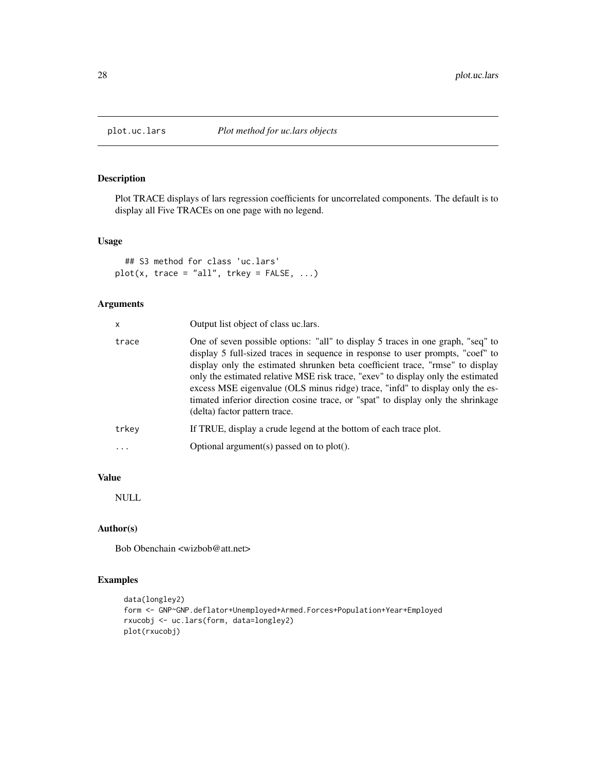## plot.uc.lars *Plot method for uc.lars objects*

### Description

Plot TRACE displays of lars regression coefficients for uncorrelated components. The default is to display all Five TRACEs on one page with no legend.

### Usage

```
  ## S3 method for class 'uc.lars'
plot(x, trace = "all", trkey = FALSE, ...)
```

### Arguments

| | |
|---|---|
| x | Output list object of class uc.lars. |
| trace | One of seven possible options: "all" to display 5 traces in one graph, "seq" to display 5 full-sized traces in sequence in response to user prompts, "coef" to display only the estimated shrunken beta coefficient trace, "rmse" to display only the estimated relative MSE risk trace, "exev" to display only the estimated excess MSE eigenvalue (OLS minus ridge) trace, "infd" to display only the estimated inferior direction cosine trace, or "spat" to display only the shrinkage (delta) factor pattern trace. |
| trkey | If TRUE, display a crude legend at the bottom of each trace plot. |
| ... | Optional argument(s) passed on to plot(). |

### Value

NULL

### Author(s)

Bob Obenchain <wizbob@att.net>

### Examples

```
data(longley2)
form <- GNP~GNP.deflator+Unemployed+Armed.Forces+Population+Year+Employed
rxucobj <- uc.lars(form, data=longley2)
plot(rxucobj)
```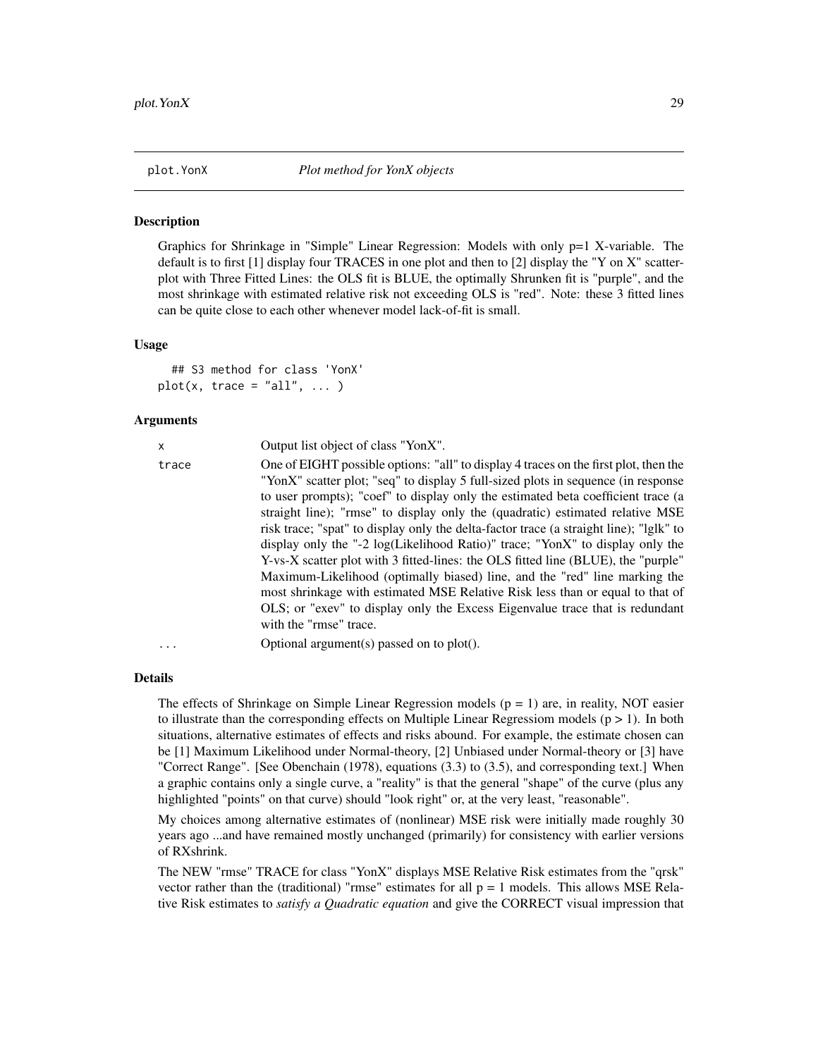plot.YonX *Plot method for YonX objects*

### Description

Graphics for Shrinkage in "Simple" Linear Regression: Models with only p=1 X-variable. The default is to first [1] display four TRACES in one plot and then to [2] display the "Y on X" scatter-plot with Three Fitted Lines: the OLS fit is BLUE, the optimally Shrunken fit is "purple", and the most shrinkage with estimated relative risk not exceeding OLS is "red". Note: these 3 fitted lines can be quite close to each other whenever model lack-of-fit is small.

### Usage

```
## S3 method for class 'YonX'
plot(x, trace = "all", ... )
```

### Arguments

| | |
|---|---|
| x | Output list object of class "YonX". |
| trace | One of EIGHT possible options: "all" to display 4 traces on the first plot, then the "YonX" scatter plot; "seq" to display 5 full-sized plots in sequence (in response to user prompts); "coef" to display only the estimated beta coefficient trace (a straight line); "rmse" to display only the (quadratic) estimated relative MSE risk trace; "spat" to display only the delta-factor trace (a straight line); "lglk" to display only the "-2 log(Likelihood Ratio)" trace; "YonX" to display only the Y-vs-X scatter plot with 3 fitted-lines: the OLS fitted line (BLUE), the "purple" Maximum-Likelihood (optimally biased) line, and the "red" line marking the most shrinkage with estimated MSE Relative Risk less than or equal to that of OLS; or "exev" to display only the Excess Eigenvalue trace that is redundant with the "rmse" trace. |
| ... | Optional argument(s) passed on to plot(). |

### Details

The effects of Shrinkage on Simple Linear Regression models (p = 1) are, in reality, NOT easier to illustrate than the corresponding effects on Multiple Linear Regressiom models (p > 1). In both situations, alternative estimates of effects and risks abound. For example, the estimate chosen can be [1] Maximum Likelihood under Normal-theory, [2] Unbiased under Normal-theory or [3] have "Correct Range". [See Obenchain (1978), equations (3.3) to (3.5), and corresponding text.] When a graphic contains only a single curve, a "reality" is that the general "shape" of the curve (plus any highlighted "points" on that curve) should "look right" or, at the very least, "reasonable".

My choices among alternative estimates of (nonlinear) MSE risk were initially made roughly 30 years ago ...and have remained mostly unchanged (primarily) for consistency with earlier versions of RXshrink.

The NEW "rmse" TRACE for class "YonX" displays MSE Relative Risk estimates from the "qrsk" vector rather than the (traditional) "rmse" estimates for all p = 1 models. This allows MSE Relative Risk estimates to *satisfy a Quadratic equation* and give the CORRECT visual impression that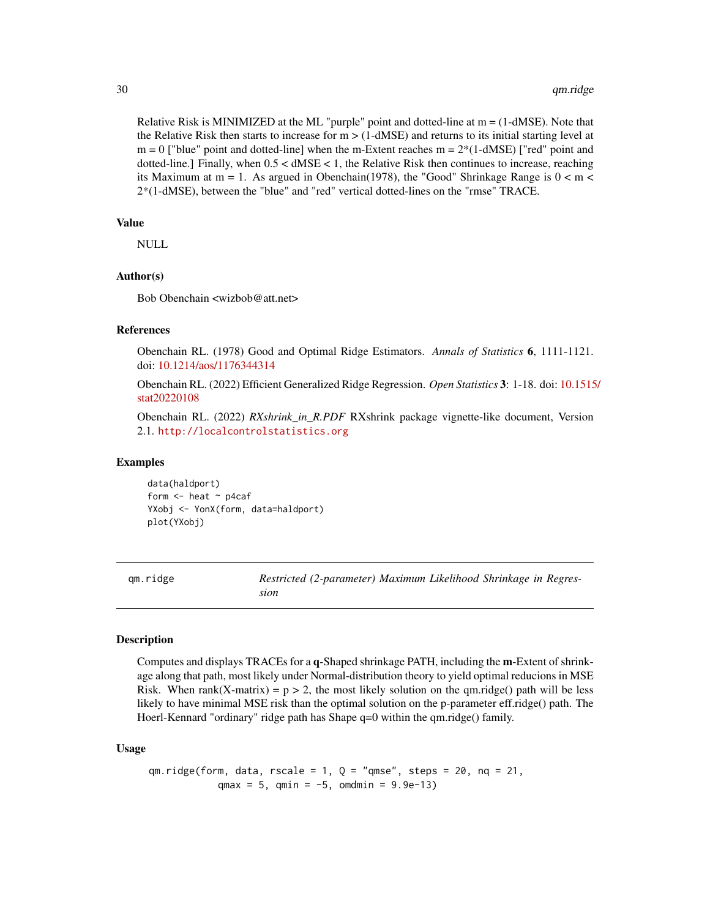Relative Risk is MINIMIZED at the ML "purple" point and dotted-line at m = (1-dMSE). Note that the Relative Risk then starts to increase for m > (1-dMSE) and returns to its initial starting level at m = 0 ["blue" point and dotted-line] when the m-Extent reaches m = 2*(1-dMSE) ["red" point and dotted-line.] Finally, when 0.5 < dMSE < 1, the Relative Risk then continues to increase, reaching its Maximum at m = 1. As argued in Obenchain(1978), the "Good" Shrinkage Range is 0 < m < 2*(1-dMSE), between the "blue" and "red" vertical dotted-lines on the "rmse" TRACE.

### Value

NULL

### Author(s)

Bob Obenchain <wizbob@att.net>

### References

Obenchain RL. (1978) Good and Optimal Ridge Estimators. *Annals of Statistics* **6**, 1111-1121. doi: 10.1214/aos/1176344314

Obenchain RL. (2022) Efficient Generalized Ridge Regression. *Open Statistics* **3**: 1-18. doi: 10.1515/stat20220108

Obenchain RL. (2022) *RXshrink_in_R.PDF* RXshrink package vignette-like document, Version 2.1. `http://localcontrolstatistics.org`

### Examples

```
data(haldport)
form <- heat ~ p4caf
YXobj <- YonX(form, data=haldport)
plot(YXobj)
```

---

## qm.ridge — *Restricted (2-parameter) Maximum Likelihood Shrinkage in Regression*

### Description

Computes and displays TRACEs for a **q**-Shaped shrinkage PATH, including the **m**-Extent of shrinkage along that path, most likely under Normal-distribution theory to yield optimal reducions in MSE Risk. When rank(X-matrix) = p > 2, the most likely solution on the qm.ridge() path will be less likely to have minimal MSE risk than the optimal solution on the p-parameter eff.ridge() path. The Hoerl-Kennard "ordinary" ridge path has Shape q=0 within the qm.ridge() family.

### Usage

```
qm.ridge(form, data, rscale = 1, Q = "qmse", steps = 20, nq = 21,
          qmax = 5, qmin = -5, omdmin = 9.9e-13)
```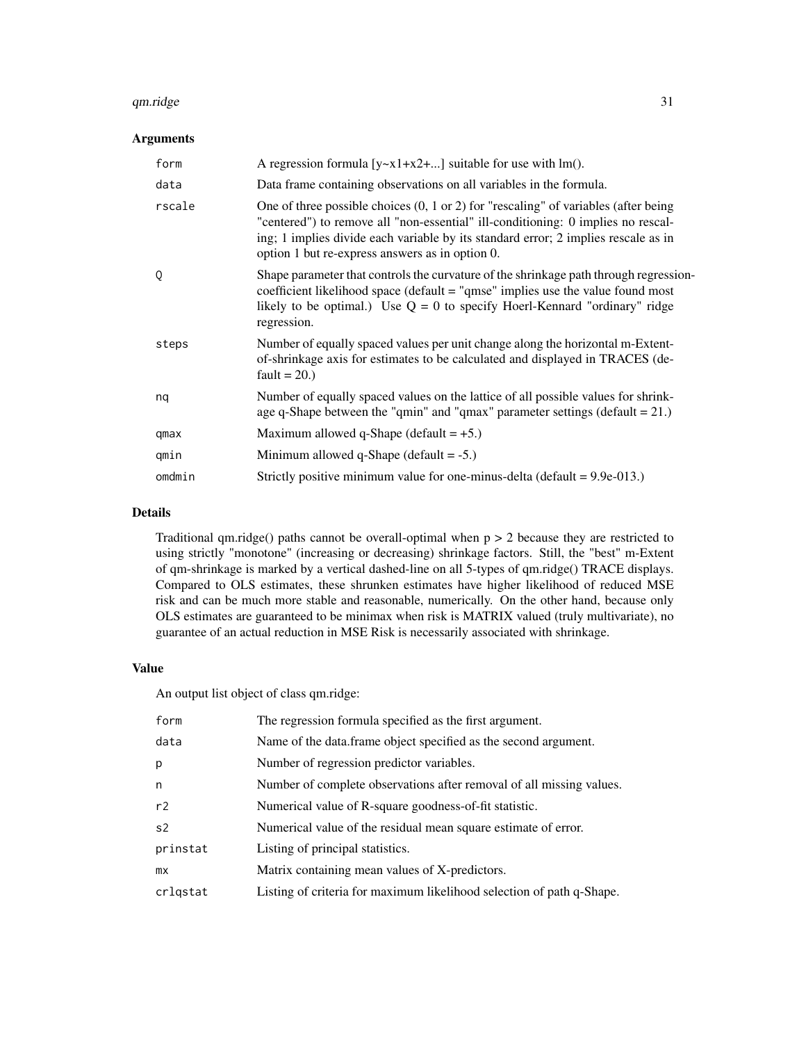## Arguments

| | |
|---|---|
| `form` | A regression formula [y~x1+x2+...] suitable for use with lm(). |
| `data` | Data frame containing observations on all variables in the formula. |
| `rscale` | One of three possible choices (0, 1 or 2) for "rescaling" of variables (after being "centered") to remove all "non-essential" ill-conditioning: 0 implies no rescaling; 1 implies divide each variable by its standard error; 2 implies rescale as in option 1 but re-express answers as in option 0. |
| `Q` | Shape parameter that controls the curvature of the shrinkage path through regression-coefficient likelihood space (default = "qmse" implies use the value found most likely to be optimal.) Use Q = 0 to specify Hoerl-Kennard "ordinary" ridge regression. |
| `steps` | Number of equally spaced values per unit change along the horizontal m-Extent-of-shrinkage axis for estimates to be calculated and displayed in TRACES (default = 20.) |
| `nq` | Number of equally spaced values on the lattice of all possible values for shrinkage q-Shape between the "qmin" and "qmax" parameter settings (default = 21.) |
| `qmax` | Maximum allowed q-Shape (default = +5.) |
| `qmin` | Minimum allowed q-Shape (default = -5.) |
| `omdmin` | Strictly positive minimum value for one-minus-delta (default = 9.9e-013.) |

## Details

Traditional qm.ridge() paths cannot be overall-optimal when p > 2 because they are restricted to using strictly "monotone" (increasing or decreasing) shrinkage factors. Still, the "best" m-Extent of qm-shrinkage is marked by a vertical dashed-line on all 5-types of qm.ridge() TRACE displays. Compared to OLS estimates, these shrunken estimates have higher likelihood of reduced MSE risk and can be much more stable and reasonable, numerically. On the other hand, because only OLS estimates are guaranteed to be minimax when risk is MATRIX valued (truly multivariate), no guarantee of an actual reduction in MSE Risk is necessarily associated with shrinkage.

## Value

An output list object of class qm.ridge:

| | |
|---|---|
| `form` | The regression formula specified as the first argument. |
| `data` | Name of the data.frame object specified as the second argument. |
| `p` | Number of regression predictor variables. |
| `n` | Number of complete observations after removal of all missing values. |
| `r2` | Numerical value of R-square goodness-of-fit statistic. |
| `s2` | Numerical value of the residual mean square estimate of error. |
| `prinstat` | Listing of principal statistics. |
| `mx` | Matrix containing mean values of X-predictors. |
| `crlqstat` | Listing of criteria for maximum likelihood selection of path q-Shape. |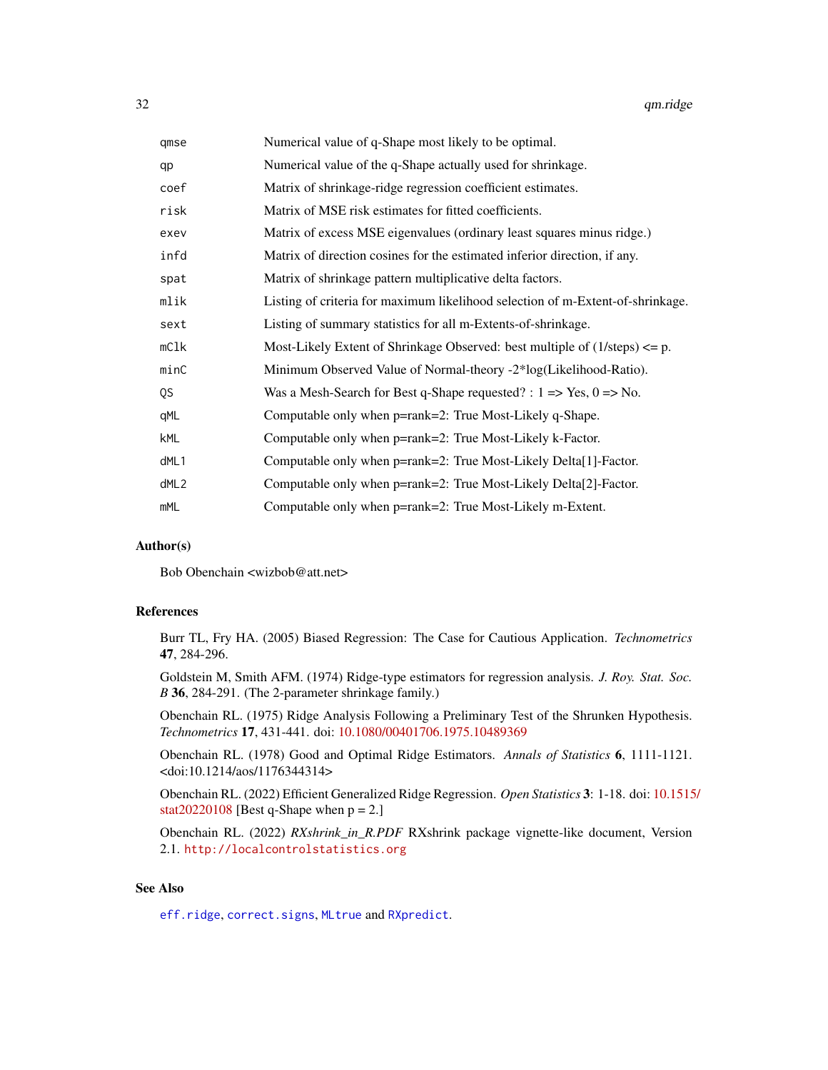| | |
|---|---|
| qmse | Numerical value of q-Shape most likely to be optimal. |
| qp | Numerical value of the q-Shape actually used for shrinkage. |
| coef | Matrix of shrinkage-ridge regression coefficient estimates. |
| risk | Matrix of MSE risk estimates for fitted coefficients. |
| exev | Matrix of excess MSE eigenvalues (ordinary least squares minus ridge.) |
| infd | Matrix of direction cosines for the estimated inferior direction, if any. |
| spat | Matrix of shrinkage pattern multiplicative delta factors. |
| mlik | Listing of criteria for maximum likelihood selection of m-Extent-of-shrinkage. |
| sext | Listing of summary statistics for all m-Extents-of-shrinkage. |
| mClk | Most-Likely Extent of Shrinkage Observed: best multiple of (1/steps) <= p. |
| minC | Minimum Observed Value of Normal-theory -2*log(Likelihood-Ratio). |
| QS | Was a Mesh-Search for Best q-Shape requested? : 1 => Yes, 0 => No. |
| qML | Computable only when p=rank=2: True Most-Likely q-Shape. |
| kML | Computable only when p=rank=2: True Most-Likely k-Factor. |
| dML1 | Computable only when p=rank=2: True Most-Likely Delta[1]-Factor. |
| dML2 | Computable only when p=rank=2: True Most-Likely Delta[2]-Factor. |
| mML | Computable only when p=rank=2: True Most-Likely m-Extent. |

## Author(s)

Bob Obenchain <wizbob@att.net>

## References

Burr TL, Fry HA. (2005) Biased Regression: The Case for Cautious Application. *Technometrics* **47**, 284-296.

Goldstein M, Smith AFM. (1974) Ridge-type estimators for regression analysis. *J. Roy. Stat. Soc. B* **36**, 284-291. (The 2-parameter shrinkage family.)

Obenchain RL. (1975) Ridge Analysis Following a Preliminary Test of the Shrunken Hypothesis. *Technometrics* **17**, 431-441. doi: 10.1080/00401706.1975.10489369

Obenchain RL. (1978) Good and Optimal Ridge Estimators. *Annals of Statistics* **6**, 1111-1121. <doi:10.1214/aos/1176344314>

Obenchain RL. (2022) Efficient Generalized Ridge Regression. *Open Statistics* **3**: 1-18. doi: 10.1515/stat20220108 [Best q-Shape when p = 2.]

Obenchain RL. (2022) *RXshrink_in_R.PDF* RXshrink package vignette-like document, Version 2.1. http://localcontrolstatistics.org

## See Also

eff.ridge, correct.signs, MLtrue and RXpredict.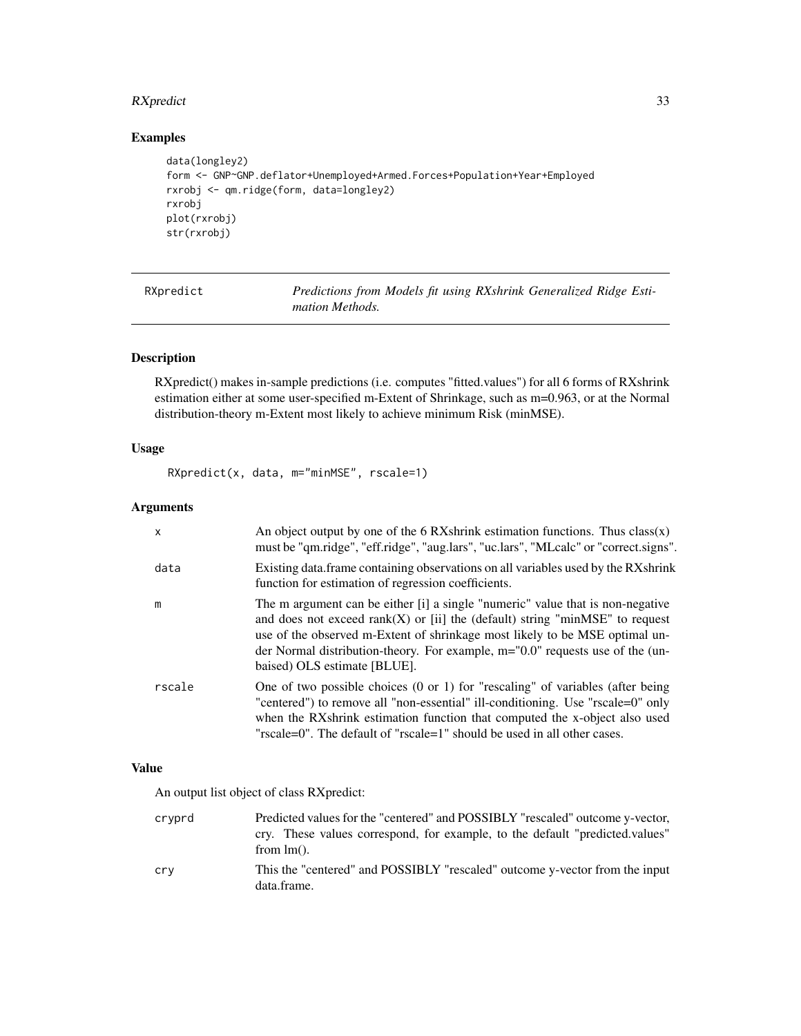## Examples

```
data(longley2)
form <- GNP~GNP.deflator+Unemployed+Armed.Forces+Population+Year+Employed
rxrobj <- qm.ridge(form, data=longley2)
rxrobj
plot(rxrobj)
str(rxrobj)
```

---

# RXpredict — *Predictions from Models fit using RXshrink Generalized Ridge Estimation Methods.*

---

### Description

RXpredict() makes in-sample predictions (i.e. computes "fitted.values") for all 6 forms of RXshrink estimation either at some user-specified m-Extent of Shrinkage, such as m=0.963, or at the Normal distribution-theory m-Extent most likely to achieve minimum Risk (minMSE).

### Usage

```
RXpredict(x, data, m="minMSE", rscale=1)
```

### Arguments

| | |
|---|---|
| x | An object output by one of the 6 RXshrink estimation functions. Thus class(x) must be "qm.ridge", "eff.ridge", "aug.lars", "uc.lars", "MLcalc" or "correct.signs". |
| data | Existing data.frame containing observations on all variables used by the RXshrink function for estimation of regression coefficients. |
| m | The m argument can be either [i] a single "numeric" value that is non-negative and does not exceed rank(X) or [ii] the (default) string "minMSE" to request use of the observed m-Extent of shrinkage most likely to be MSE optimal under Normal distribution-theory. For example, m="0.0" requests use of the (unbaised) OLS estimate [BLUE]. |
| rscale | One of two possible choices (0 or 1) for "rescaling" of variables (after being "centered") to remove all "non-essential" ill-conditioning. Use "rscale=0" only when the RXshrink estimation function that computed the x-object also used "rscale=0". The default of "rscale=1" should be used in all other cases. |

### Value

An output list object of class RXpredict:

| | |
|---|---|
| cryprd | Predicted values for the "centered" and POSSIBLY "rescaled" outcome y-vector, cry. These values correspond, for example, to the default "predicted.values" from lm(). |
| cry | This the "centered" and POSSIBLY "rescaled" outcome y-vector from the input data.frame. |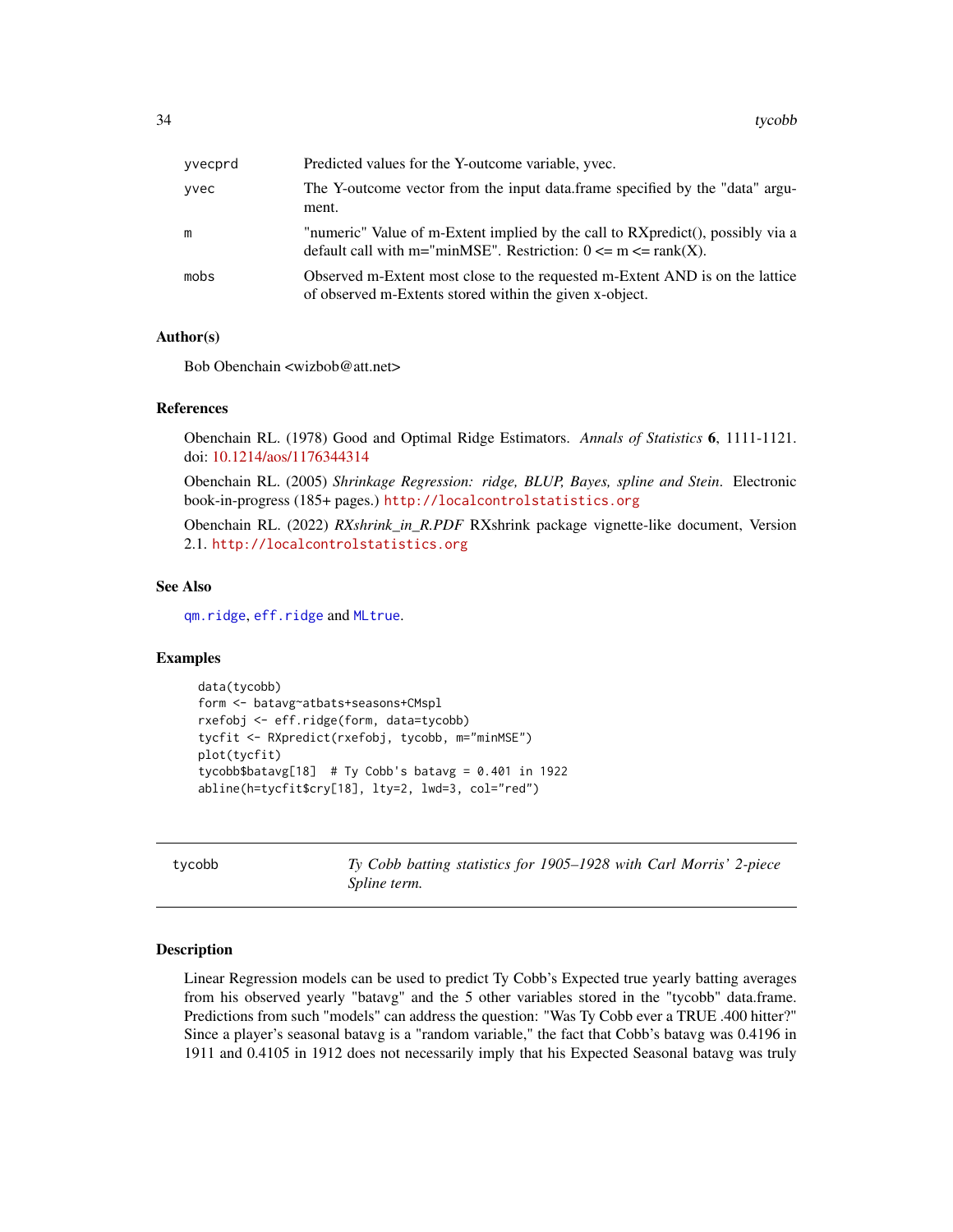| | |
|---|---|
| yvecprd | Predicted values for the Y-outcome variable, yvec. |
| yvec | The Y-outcome vector from the input data.frame specified by the "data" argument. |
| m | "numeric" Value of m-Extent implied by the call to RXpredict(), possibly via a default call with m="minMSE". Restriction: 0 <= m <= rank(X). |
| mobs | Observed m-Extent most close to the requested m-Extent AND is on the lattice of observed m-Extents stored within the given x-object. |

### Author(s)

Bob Obenchain <wizbob@att.net>

### References

Obenchain RL. (1978) Good and Optimal Ridge Estimators. *Annals of Statistics* **6**, 1111-1121. doi: 10.1214/aos/1176344314

Obenchain RL. (2005) *Shrinkage Regression: ridge, BLUP, Bayes, spline and Stein*. Electronic book-in-progress (185+ pages.) http://localcontrolstatistics.org

Obenchain RL. (2022) *RXshrink_in_R.PDF* RXshrink package vignette-like document, Version 2.1. http://localcontrolstatistics.org

### See Also

qm.ridge, eff.ridge and MLtrue.

### Examples

```
data(tycobb)
form <- batavg~atbats+seasons+CMspl
rxefobj <- eff.ridge(form, data=tycobb)
tycfit <- RXpredict(rxefobj, tycobb, m="minMSE")
plot(tycfit)
tycobb$batavg[18]  # Ty Cobb's batavg = 0.401 in 1922
abline(h=tycfit$cry[18], lty=2, lwd=3, col="red")
```

---

## tycobb — *Ty Cobb batting statistics for 1905–1928 with Carl Morris' 2-piece Spline term.*

---

### Description

Linear Regression models can be used to predict Ty Cobb's Expected true yearly batting averages from his observed yearly "batavg" and the 5 other variables stored in the "tycobb" data.frame. Predictions from such "models" can address the question: "Was Ty Cobb ever a TRUE .400 hitter?" Since a player's seasonal batavg is a "random variable," the fact that Cobb's batavg was 0.4196 in 1911 and 0.4105 in 1912 does not necessarily imply that his Expected Seasonal batavg was truly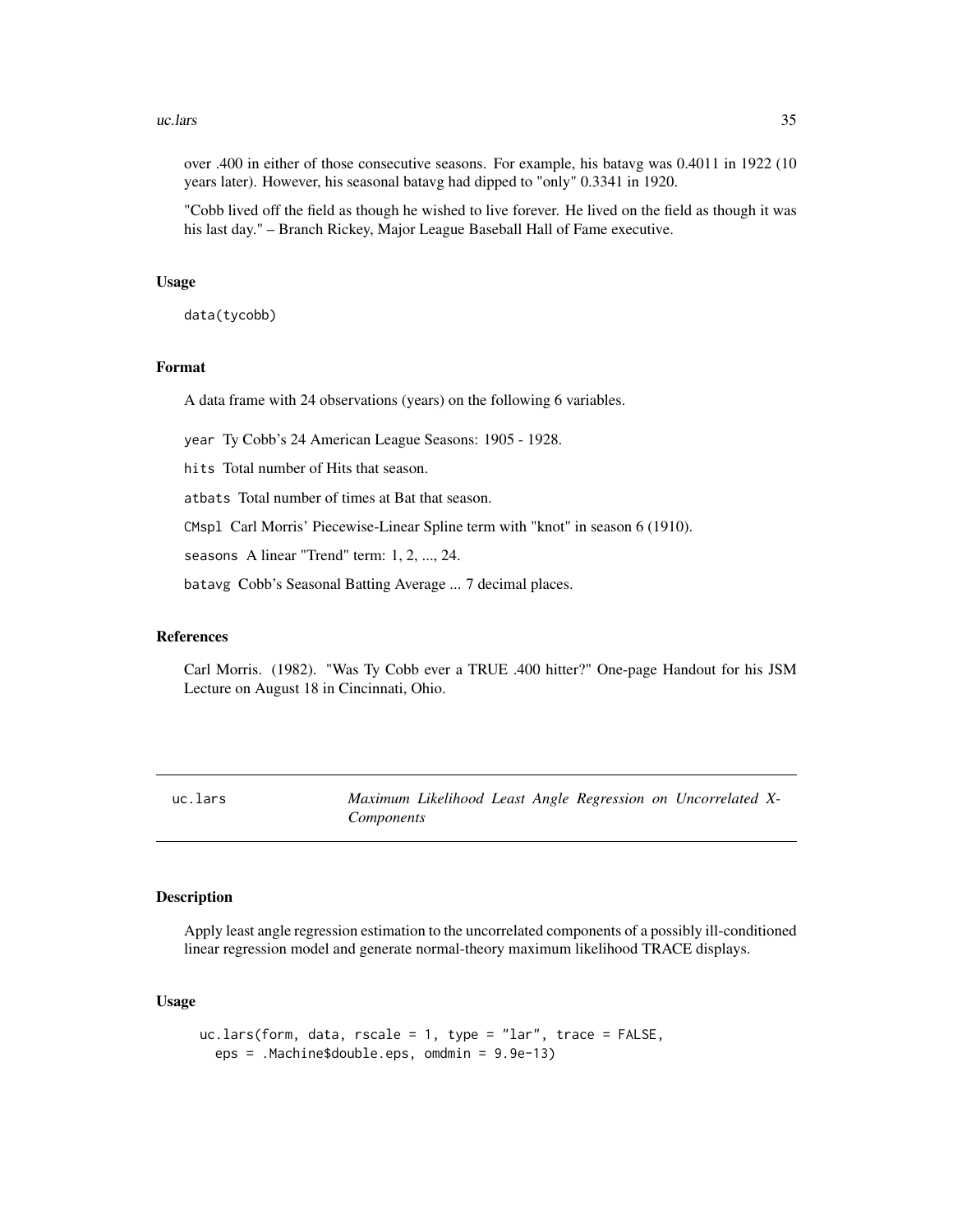over .400 in either of those consecutive seasons. For example, his batavg was 0.4011 in 1922 (10 years later). However, his seasonal batavg had dipped to "only" 0.3341 in 1920.

"Cobb lived off the field as though he wished to live forever. He lived on the field as though it was his last day." – Branch Rickey, Major League Baseball Hall of Fame executive.

### Usage

```
data(tycobb)
```

### Format

A data frame with 24 observations (years) on the following 6 variables.

`year` Ty Cobb's 24 American League Seasons: 1905 - 1928.

`hits` Total number of Hits that season.

`atbats` Total number of times at Bat that season.

`CMspl` Carl Morris' Piecewise-Linear Spline term with "knot" in season 6 (1910).

`seasons` A linear "Trend" term: 1, 2, ..., 24.

`batavg` Cobb's Seasonal Batting Average ... 7 decimal places.

### References

Carl Morris. (1982). "Was Ty Cobb ever a TRUE .400 hitter?" One-page Handout for his JSM Lecture on August 18 in Cincinnati, Ohio.

---

## uc.lars — *Maximum Likelihood Least Angle Regression on Uncorrelated X-Components*

---

### Description

Apply least angle regression estimation to the uncorrelated components of a possibly ill-conditioned linear regression model and generate normal-theory maximum likelihood TRACE displays.

### Usage

```
uc.lars(form, data, rscale = 1, type = "lar", trace = FALSE,
  eps = .Machine$double.eps, omdmin = 9.9e-13)
```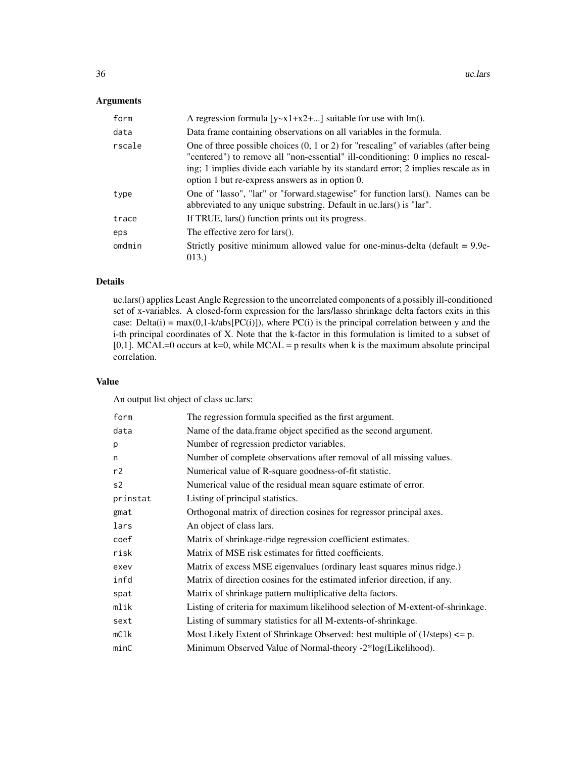## Arguments

| | |
|---|---|
| form | A regression formula [y~x1+x2+...] suitable for use with lm(). |
| data | Data frame containing observations on all variables in the formula. |
| rscale | One of three possible choices (0, 1 or 2) for "rescaling" of variables (after being "centered") to remove all "non-essential" ill-conditioning: 0 implies no rescaling; 1 implies divide each variable by its standard error; 2 implies rescale as in option 1 but re-express answers as in option 0. |
| type | One of "lasso", "lar" or "forward.stagewise" for function lars(). Names can be abbreviated to any unique substring. Default in uc.lars() is "lar". |
| trace | If TRUE, lars() function prints out its progress. |
| eps | The effective zero for lars(). |
| omdmin | Strictly positive minimum allowed value for one-minus-delta (default = 9.9e-013.) |

## Details

uc.lars() applies Least Angle Regression to the uncorrelated components of a possibly ill-conditioned set of x-variables. A closed-form expression for the lars/lasso shrinkage delta factors exits in this case: Delta(i) = max(0,1-k/abs[PC(i)]), where PC(i) is the principal correlation between y and the i-th principal coordinates of X. Note that the k-factor in this formulation is limited to a subset of [0,1]. MCAL=0 occurs at k=0, while MCAL = p results when k is the maximum absolute principal correlation.

## Value

An output list object of class uc.lars:

| | |
|---|---|
| form | The regression formula specified as the first argument. |
| data | Name of the data.frame object specified as the second argument. |
| p | Number of regression predictor variables. |
| n | Number of complete observations after removal of all missing values. |
| r2 | Numerical value of R-square goodness-of-fit statistic. |
| s2 | Numerical value of the residual mean square estimate of error. |
| prinstat | Listing of principal statistics. |
| gmat | Orthogonal matrix of direction cosines for regressor principal axes. |
| lars | An object of class lars. |
| coef | Matrix of shrinkage-ridge regression coefficient estimates. |
| risk | Matrix of MSE risk estimates for fitted coefficients. |
| exev | Matrix of excess MSE eigenvalues (ordinary least squares minus ridge.) |
| infd | Matrix of direction cosines for the estimated inferior direction, if any. |
| spat | Matrix of shrinkage pattern multiplicative delta factors. |
| mlik | Listing of criteria for maximum likelihood selection of M-extent-of-shrinkage. |
| sext | Listing of summary statistics for all M-extents-of-shrinkage. |
| mClk | Most Likely Extent of Shrinkage Observed: best multiple of (1/steps) <= p. |
| minC | Minimum Observed Value of Normal-theory -2*log(Likelihood). |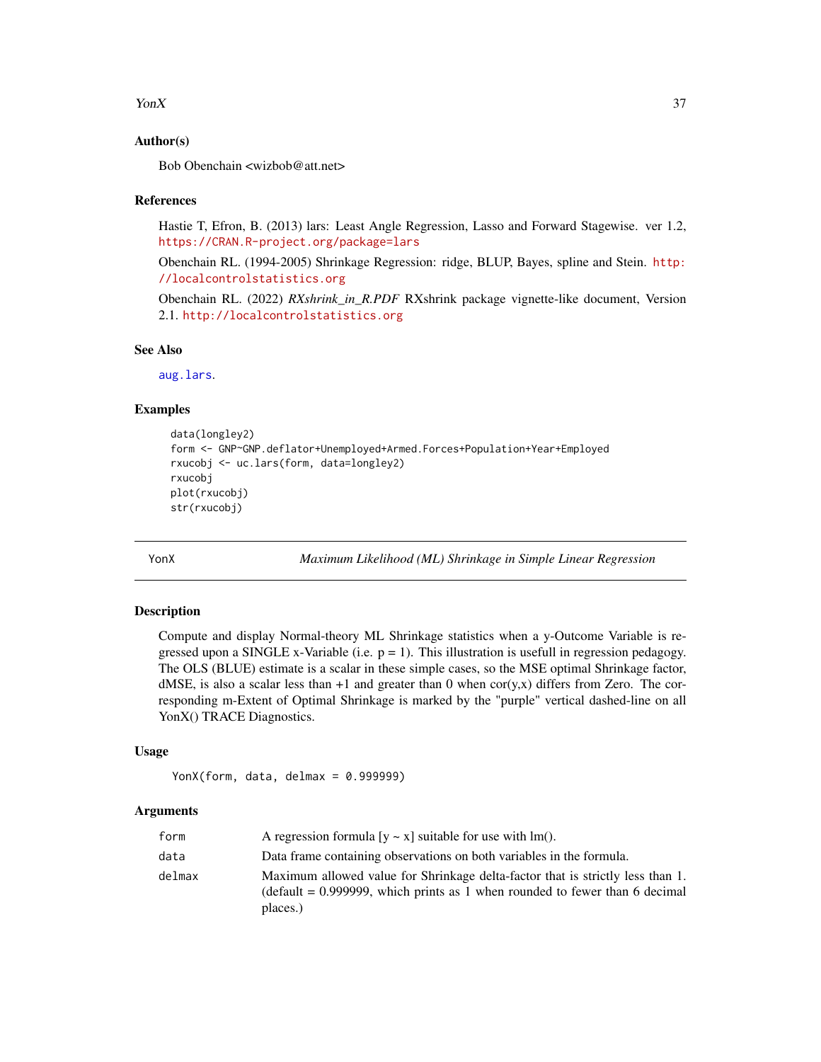### Author(s)

Bob Obenchain <wizbob@att.net>

### References

Hastie T, Efron, B. (2013) lars: Least Angle Regression, Lasso and Forward Stagewise. ver 1.2, https://CRAN.R-project.org/package=lars

Obenchain RL. (1994-2005) Shrinkage Regression: ridge, BLUP, Bayes, spline and Stein. http://localcontrolstatistics.org

Obenchain RL. (2022) *RXshrink_in_R.PDF* RXshrink package vignette-like document, Version 2.1. http://localcontrolstatistics.org

### See Also

aug.lars.

### Examples

```
data(longley2)
form <- GNP~GNP.deflator+Unemployed+Armed.Forces+Population+Year+Employed
rxucobj <- uc.lars(form, data=longley2)
rxucobj
plot(rxucobj)
str(rxucobj)
```

---

## YonX — *Maximum Likelihood (ML) Shrinkage in Simple Linear Regression*

### Description

Compute and display Normal-theory ML Shrinkage statistics when a y-Outcome Variable is regressed upon a SINGLE x-Variable (i.e. p = 1). This illustration is usefull in regression pedagogy. The OLS (BLUE) estimate is a scalar in these simple cases, so the MSE optimal Shrinkage factor, dMSE, is also a scalar less than +1 and greater than 0 when cor(y,x) differs from Zero. The corresponding m-Extent of Optimal Shrinkage is marked by the "purple" vertical dashed-line on all YonX() TRACE Diagnostics.

### Usage

```
YonX(form, data, delmax = 0.999999)
```

### Arguments

| | |
|---|---|
| form | A regression formula [y ~ x] suitable for use with lm(). |
| data | Data frame containing observations on both variables in the formula. |
| delmax | Maximum allowed value for Shrinkage delta-factor that is strictly less than 1. (default = 0.999999, which prints as 1 when rounded to fewer than 6 decimal places.) |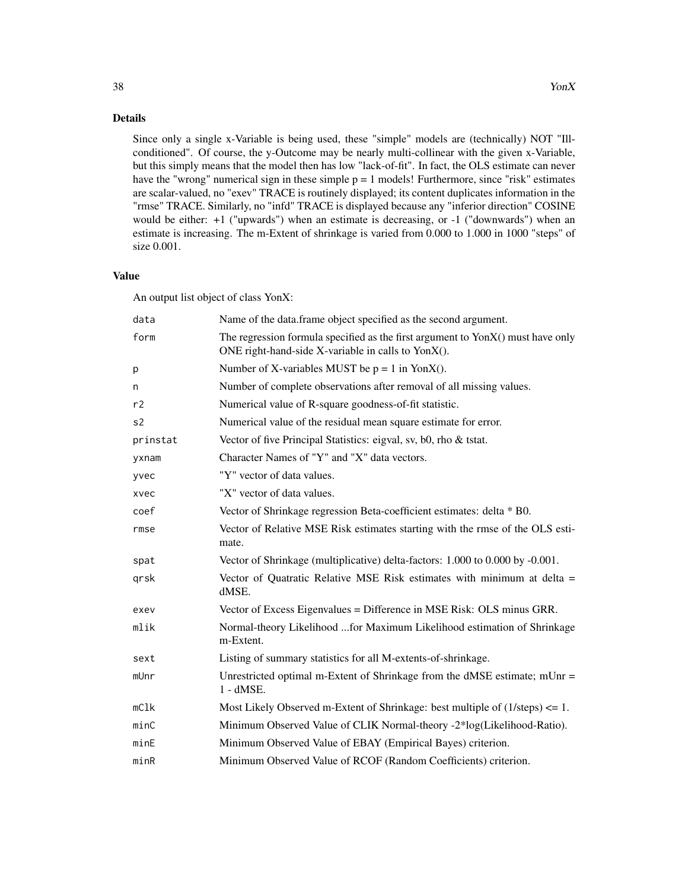## Details

Since only a single x-Variable is being used, these "simple" models are (technically) NOT "Ill-conditioned". Of course, the y-Outcome may be nearly multi-collinear with the given x-Variable, but this simply means that the model then has low "lack-of-fit". In fact, the OLS estimate can never have the "wrong" numerical sign in these simple $p = 1$ models! Furthermore, since "risk" estimates are scalar-valued, no "exev" TRACE is routinely displayed; its content duplicates information in the "rmse" TRACE. Similarly, no "infd" TRACE is displayed because any "inferior direction" COSINE would be either: +1 ("upwards") when an estimate is decreasing, or -1 ("downwards") when an estimate is increasing. The m-Extent of shrinkage is varied from 0.000 to 1.000 in 1000 "steps" of size 0.001.

## Value

An output list object of class YonX:

| | |
|---|---|
| `data` | Name of the data.frame object specified as the second argument. |
| `form` | The regression formula specified as the first argument to YonX() must have only ONE right-hand-side X-variable in calls to YonX(). |
| `p` | Number of X-variables MUST be p = 1 in YonX(). |
| `n` | Number of complete observations after removal of all missing values. |
| `r2` | Numerical value of R-square goodness-of-fit statistic. |
| `s2` | Numerical value of the residual mean square estimate for error. |
| `prinstat` | Vector of five Principal Statistics: eigval, sv, b0, rho & tstat. |
| `yxnam` | Character Names of "Y" and "X" data vectors. |
| `yvec` | "Y" vector of data values. |
| `xvec` | "X" vector of data values. |
| `coef` | Vector of Shrinkage regression Beta-coefficient estimates: delta * B0. |
| `rmse` | Vector of Relative MSE Risk estimates starting with the rmse of the OLS estimate. |
| `spat` | Vector of Shrinkage (multiplicative) delta-factors: 1.000 to 0.000 by -0.001. |
| `qrsk` | Vector of Quatratic Relative MSE Risk estimates with minimum at delta = dMSE. |
| `exev` | Vector of Excess Eigenvalues = Difference in MSE Risk: OLS minus GRR. |
| `mlik` | Normal-theory Likelihood ...for Maximum Likelihood estimation of Shrinkage m-Extent. |
| `sext` | Listing of summary statistics for all M-extents-of-shrinkage. |
| `mUnr` | Unrestricted optimal m-Extent of Shrinkage from the dMSE estimate; mUnr = 1 - dMSE. |
| `mClk` | Most Likely Observed m-Extent of Shrinkage: best multiple of (1/steps) <= 1. |
| `minC` | Minimum Observed Value of CLIK Normal-theory -2*log(Likelihood-Ratio). |
| `minE` | Minimum Observed Value of EBAY (Empirical Bayes) criterion. |
| `minR` | Minimum Observed Value of RCOF (Random Coefficients) criterion. |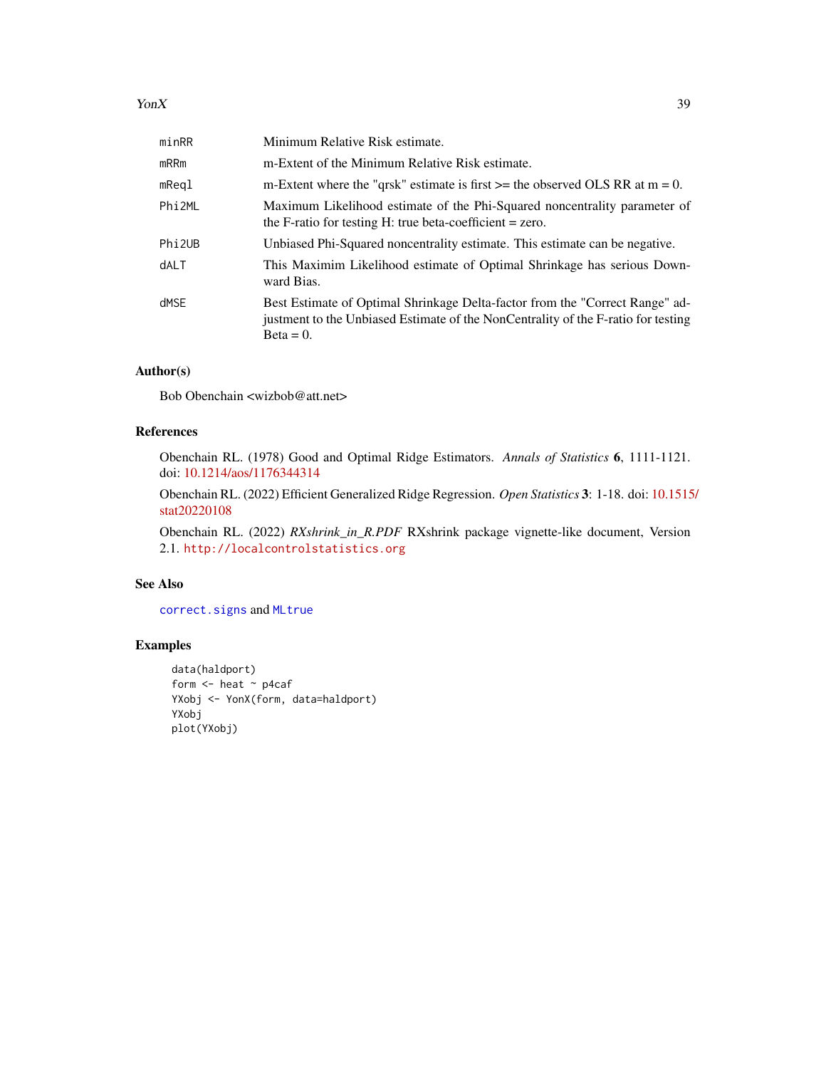| | |
|---|---|
| minRR | Minimum Relative Risk estimate. |
| mRRm | m-Extent of the Minimum Relative Risk estimate. |
| mReql | m-Extent where the "qrsk" estimate is first >= the observed OLS RR at m = 0. |
| Phi2ML | Maximum Likelihood estimate of the Phi-Squared noncentrality parameter of the F-ratio for testing H: true beta-coefficient = zero. |
| Phi2UB | Unbiased Phi-Squared noncentrality estimate. This estimate can be negative. |
| dALT | This Maximim Likelihood estimate of Optimal Shrinkage has serious Downward Bias. |
| dMSE | Best Estimate of Optimal Shrinkage Delta-factor from the "Correct Range" adjustment to the Unbiased Estimate of the NonCentrality of the F-ratio for testing Beta = 0. |

## Author(s)

Bob Obenchain <wizbob@att.net>

## References

Obenchain RL. (1978) Good and Optimal Ridge Estimators. *Annals of Statistics* **6**, 1111-1121. doi: 10.1214/aos/1176344314

Obenchain RL. (2022) Efficient Generalized Ridge Regression. *Open Statistics* **3**: 1-18. doi: 10.1515/stat20220108

Obenchain RL. (2022) *RXshrink_in_R.PDF* RXshrink package vignette-like document, Version 2.1. http://localcontrolstatistics.org

## See Also

correct.signs and MLtrue

## Examples

```
data(haldport)
form <- heat ~ p4caf
YXobj <- YonX(form, data=haldport)
YXobj
plot(YXobj)
```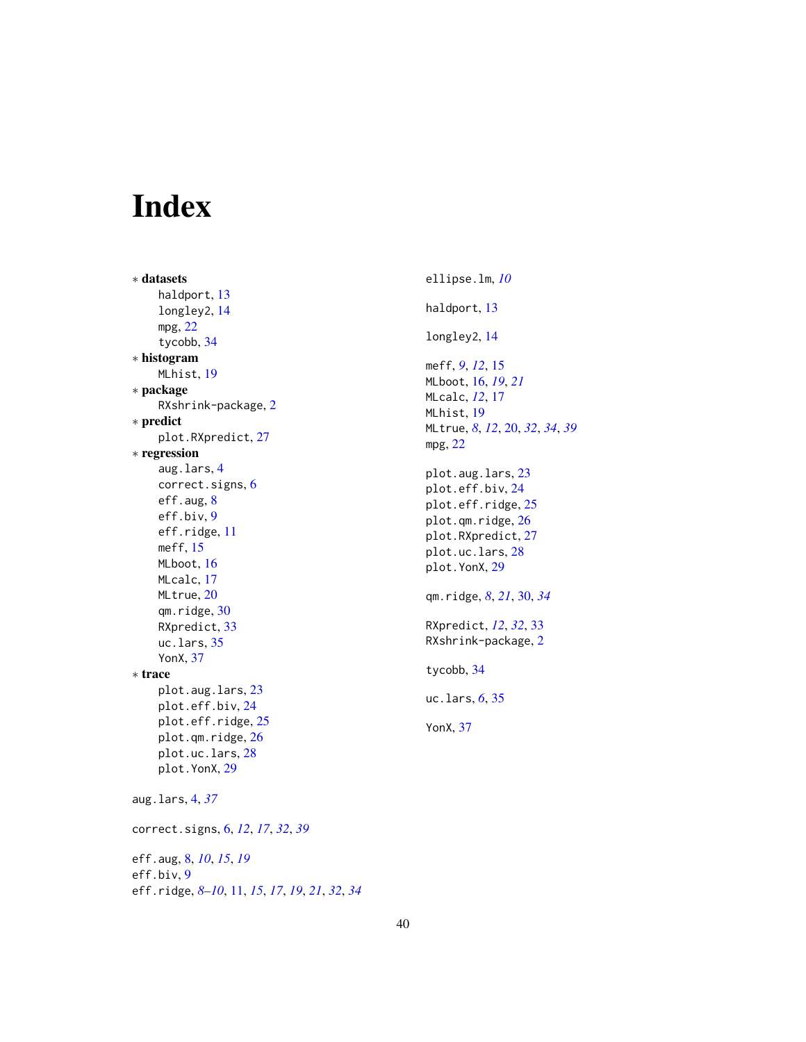# Index

* **datasets**
  - haldport, 13
  - longley2, 14
  - mpg, 22
  - tycobb, 34
* **histogram**
  - MLhist, 19
* **package**
  - RXshrink-package, 2
* **predict**
  - plot.RXpredict, 27
* **regression**
  - aug.lars, 4
  - correct.signs, 6
  - eff.aug, 8
  - eff.biv, 9
  - eff.ridge, 11
  - meff, 15
  - MLboot, 16
  - MLcalc, 17
  - MLtrue, 20
  - qm.ridge, 30
  - RXpredict, 33
  - uc.lars, 35
  - YonX, 37
* **trace**
  - plot.aug.lars, 23
  - plot.eff.biv, 24
  - plot.eff.ridge, 25
  - plot.qm.ridge, 26
  - plot.uc.lars, 28
  - plot.YonX, 29

aug.lars, 4, *37*

correct.signs, 6, *12*, *17*, *32*, *39*

eff.aug, 8, *10*, *15*, *19*
eff.biv, 9
eff.ridge, *8–10*, 11, *15*, *17*, *19*, *21*, *32*, *34*

ellipse.lm, *10*

haldport, 13

longley2, 14

meff, *9*, *12*, 15
MLboot, 16, *19*, *21*
MLcalc, *12*, 17
MLhist, 19
MLtrue, *8*, *12*, 20, *32*, *34*, *39*
mpg, 22

plot.aug.lars, 23
plot.eff.biv, 24
plot.eff.ridge, 25
plot.qm.ridge, 26
plot.RXpredict, 27
plot.uc.lars, 28
plot.YonX, 29

qm.ridge, *8*, *21*, 30, *34*

RXpredict, *12*, *32*, 33
RXshrink-package, 2

tycobb, 34

uc.lars, *6*, 35

YonX, 37